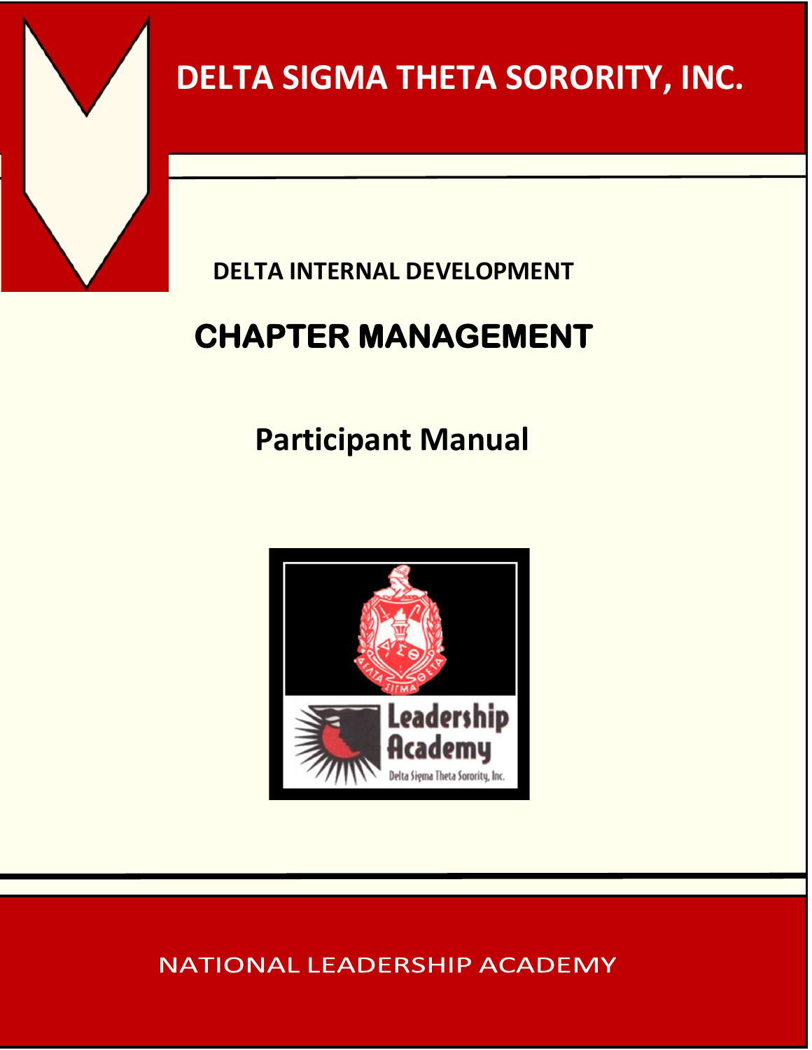# DELTA SIGMA THETA SORORITY, INC.

**DELTA INTERNAL DEVELOPMENT**

## CHAPTER MANAGEMENT

**Participant Manual**

NATIONAL LEADERSHIP ACADEMY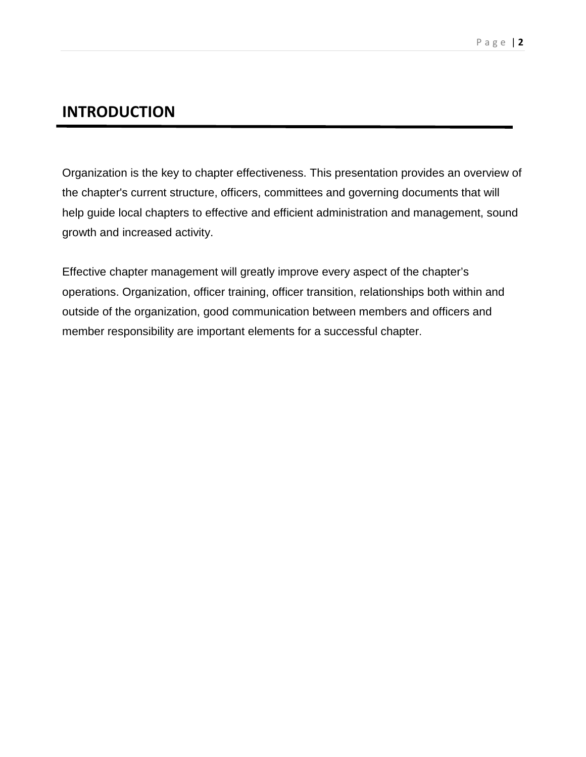# INTRODUCTION

Organization is the key to chapter effectiveness. This presentation provides an overview of the chapter's current structure, officers, committees and governing documents that will help guide local chapters to effective and efficient administration and management, sound growth and increased activity.

Effective chapter management will greatly improve every aspect of the chapter's operations. Organization, officer training, officer transition, relationships both within and outside of the organization, good communication between members and officers and member responsibility are important elements for a successful chapter.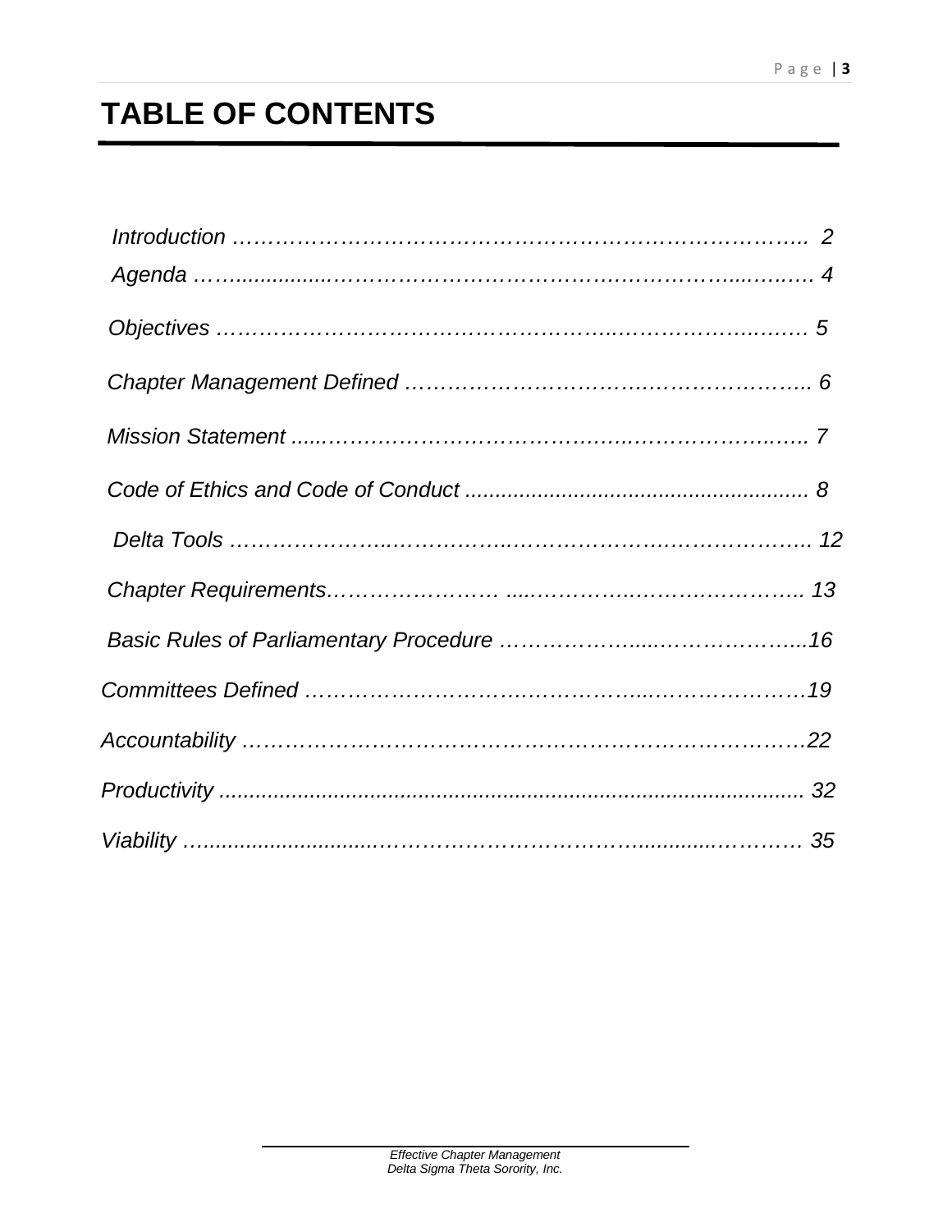# TABLE OF CONTENTS

| | |
|---|---|
| *Introduction* | *2* |
| *Agenda* | *4* |
| *Objectives* | *5* |
| *Chapter Management Defined* | *6* |
| *Mission Statement* | *7* |
| *Code of Ethics and Code of Conduct* | *8* |
| *Delta Tools* | *12* |
| *Chapter Requirements* | *13* |
| *Basic Rules of Parliamentary Procedure* | *16* |
| *Committees Defined* | *19* |
| *Accountability* | *22* |
| *Productivity* | *32* |
| *Viability* | *35* |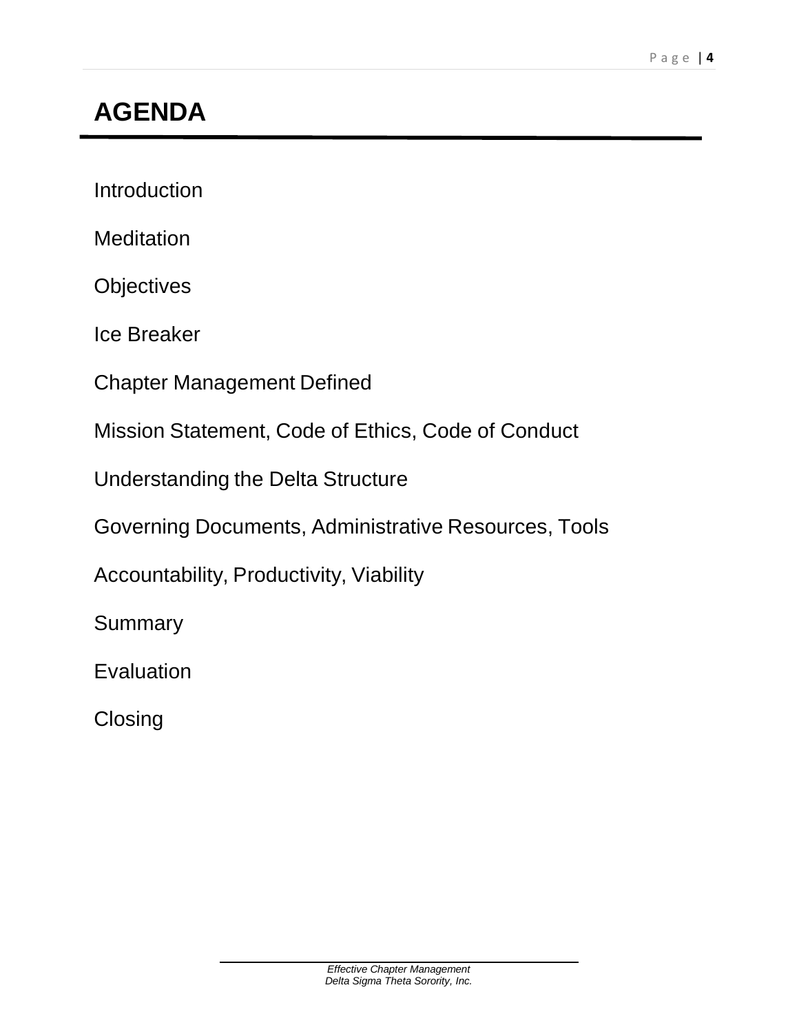# AGENDA

Introduction

Meditation

Objectives

Ice Breaker

Chapter Management Defined

Mission Statement, Code of Ethics, Code of Conduct

Understanding the Delta Structure

Governing Documents, Administrative Resources, Tools

Accountability, Productivity, Viability

Summary

Evaluation

Closing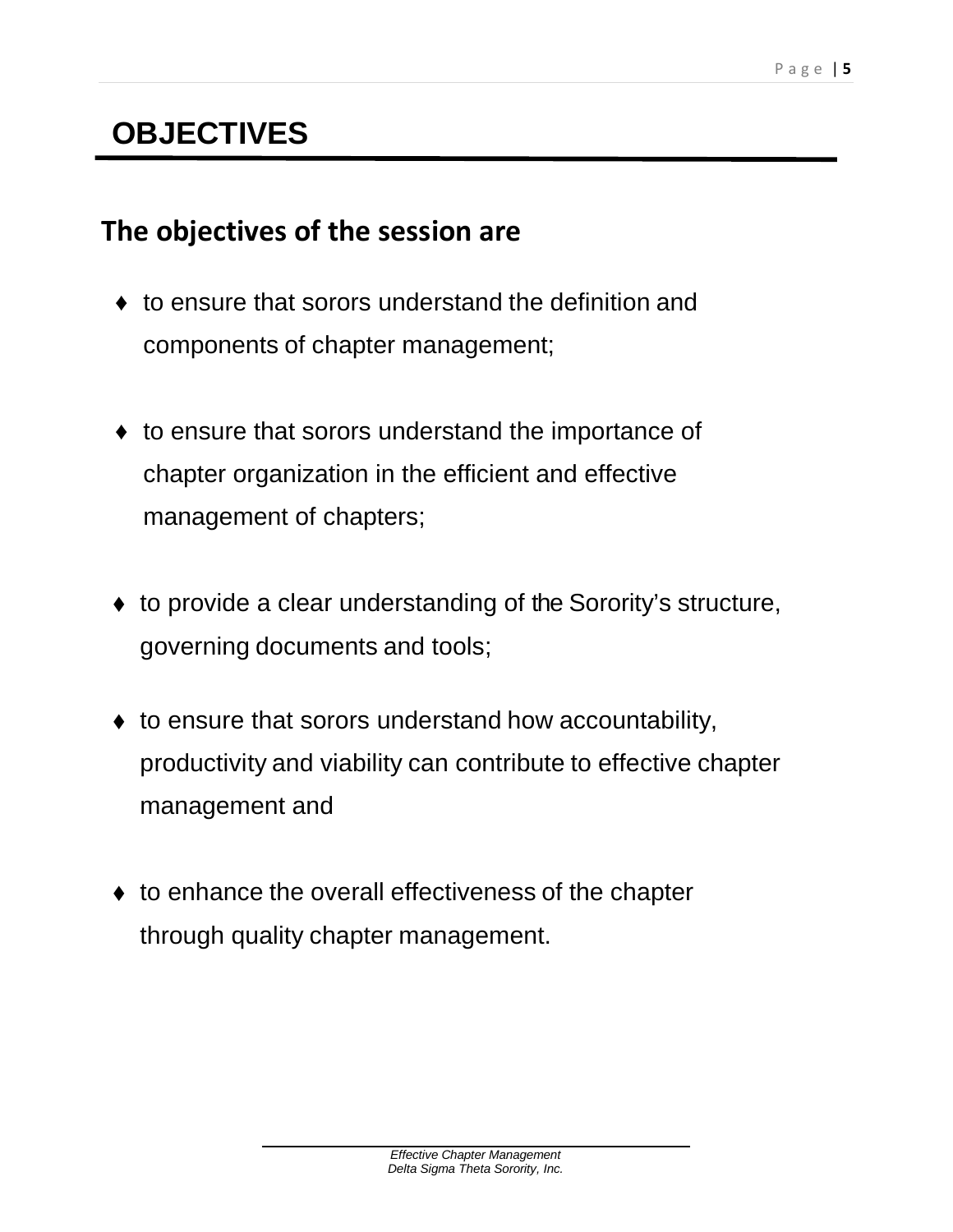# OBJECTIVES

## The objectives of the session are

- to ensure that sorors understand the definition and components of chapter management;
- to ensure that sorors understand the importance of chapter organization in the efficient and effective management of chapters;
- to provide a clear understanding of the Sorority's structure, governing documents and tools;
- to ensure that sorors understand how accountability, productivity and viability can contribute to effective chapter management and
- to enhance the overall effectiveness of the chapter through quality chapter management.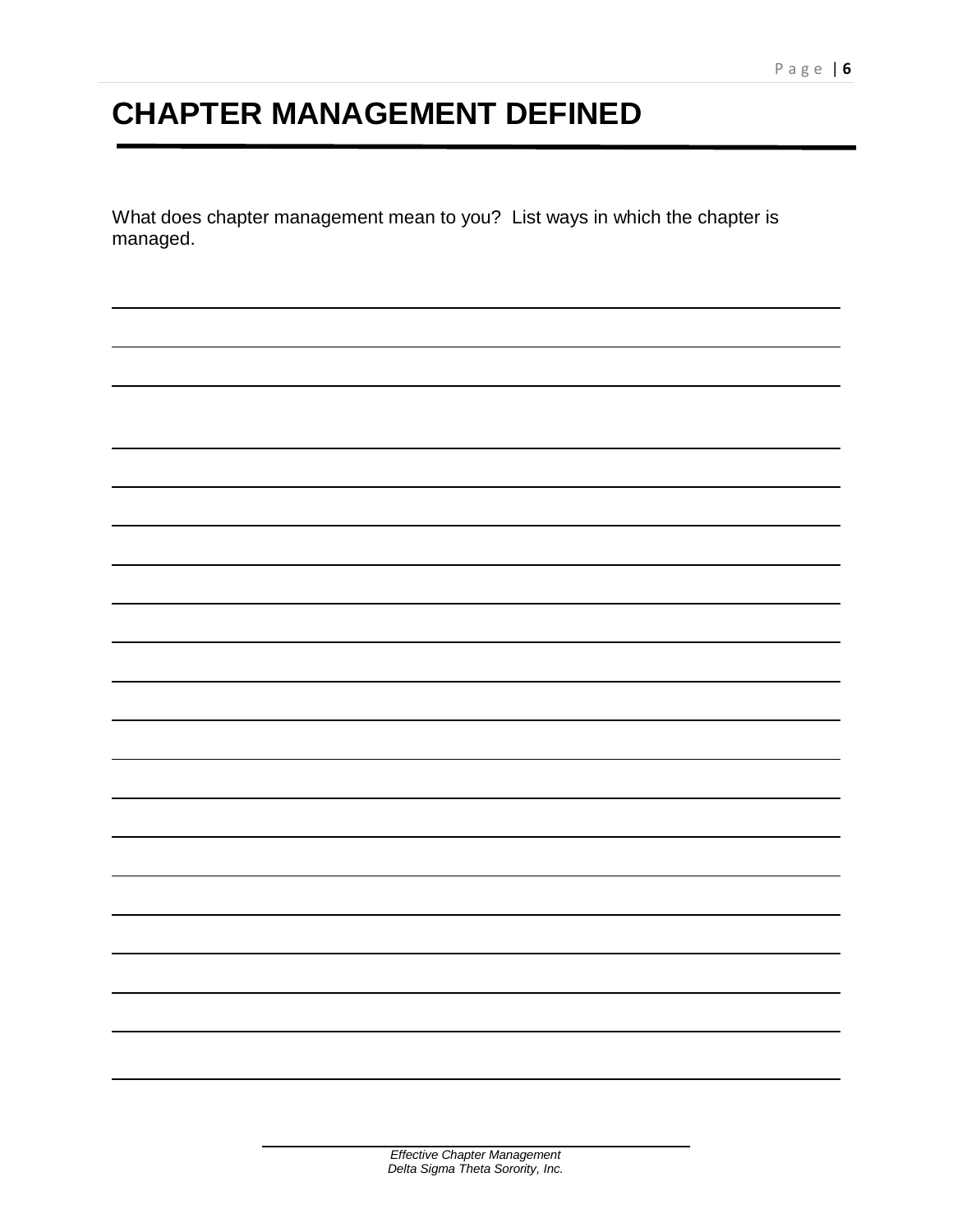# CHAPTER MANAGEMENT DEFINED

What does chapter management mean to you? List ways in which the chapter is managed.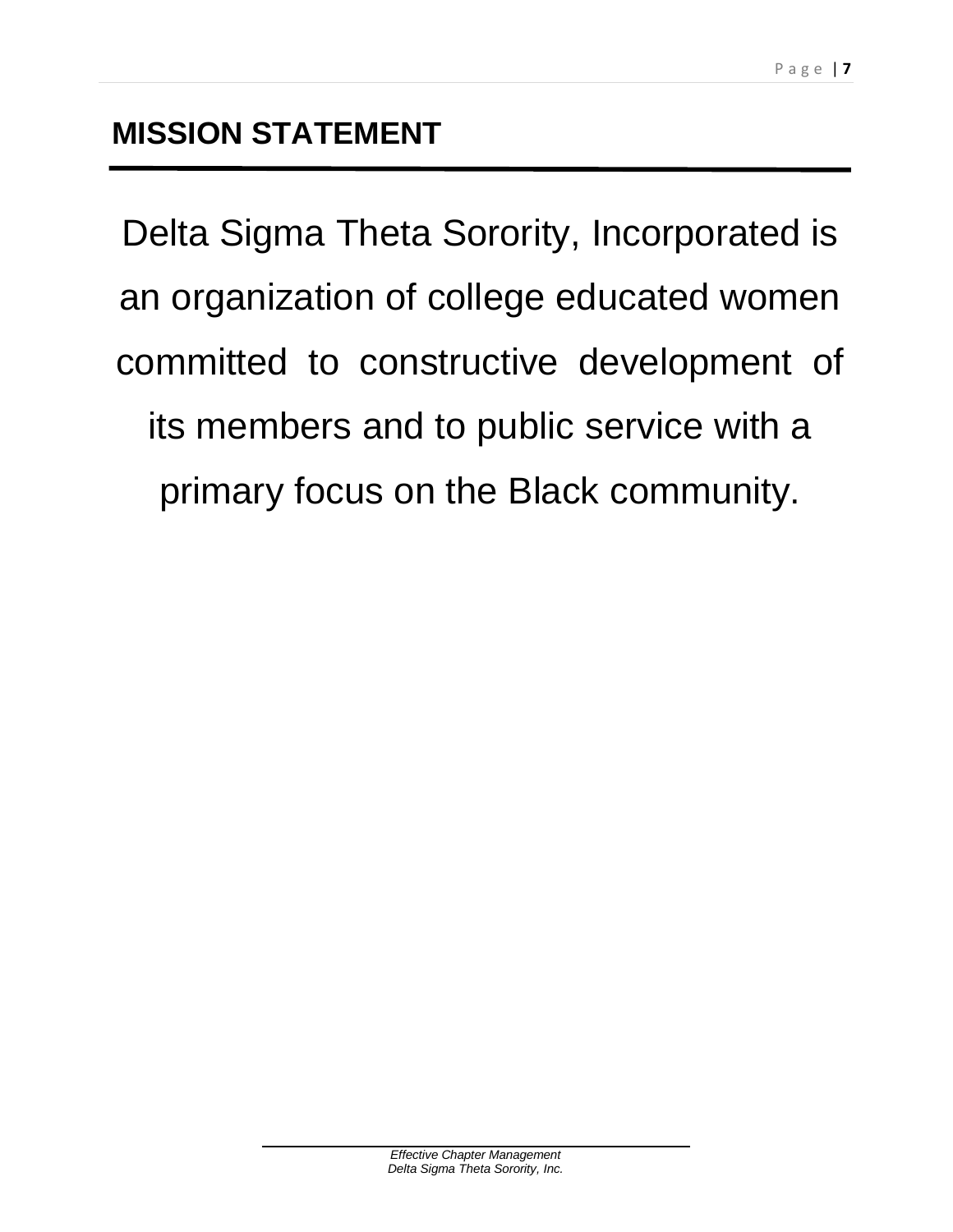# MISSION STATEMENT

Delta Sigma Theta Sorority, Incorporated is an organization of college educated women committed to constructive development of its members and to public service with a primary focus on the Black community.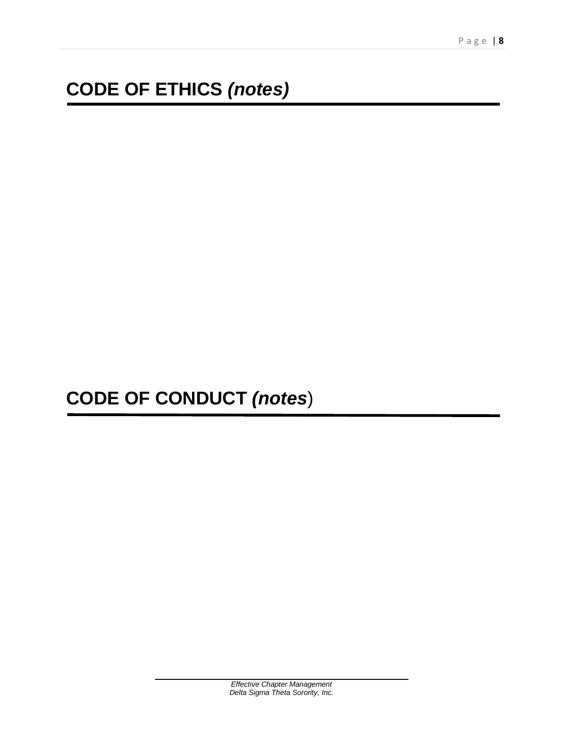# CODE OF ETHICS *(notes)*

# CODE OF CONDUCT *(notes)*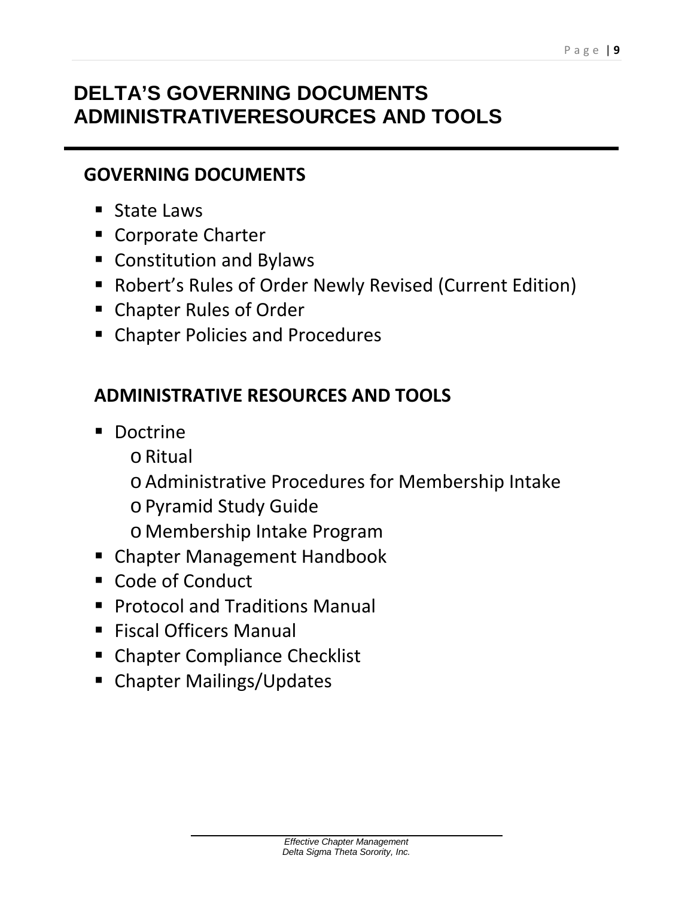# DELTA'S GOVERNING DOCUMENTS ADMINISTRATIVERESOURCES AND TOOLS

## GOVERNING DOCUMENTS

- State Laws
- Corporate Charter
- Constitution and Bylaws
- Robert's Rules of Order Newly Revised (Current Edition)
- Chapter Rules of Order
- Chapter Policies and Procedures

## ADMINISTRATIVE RESOURCES AND TOOLS

- Doctrine
  - Ritual
  - Administrative Procedures for Membership Intake
  - Pyramid Study Guide
  - Membership Intake Program
- Chapter Management Handbook
- Code of Conduct
- Protocol and Traditions Manual
- Fiscal Officers Manual
- Chapter Compliance Checklist
- Chapter Mailings/Updates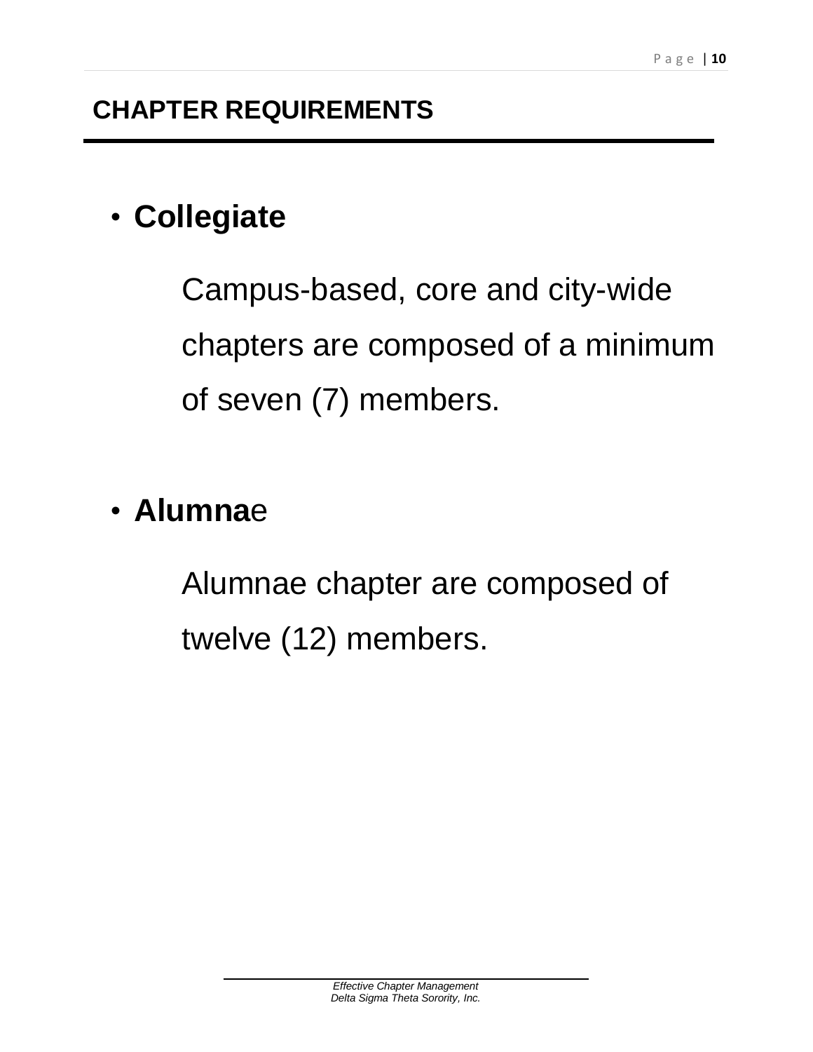## CHAPTER REQUIREMENTS

- **Collegiate**

    Campus-based, core and city-wide chapters are composed of a minimum of seven (7) members.

- **Alumna**e

    Alumnae chapter are composed of twelve (12) members.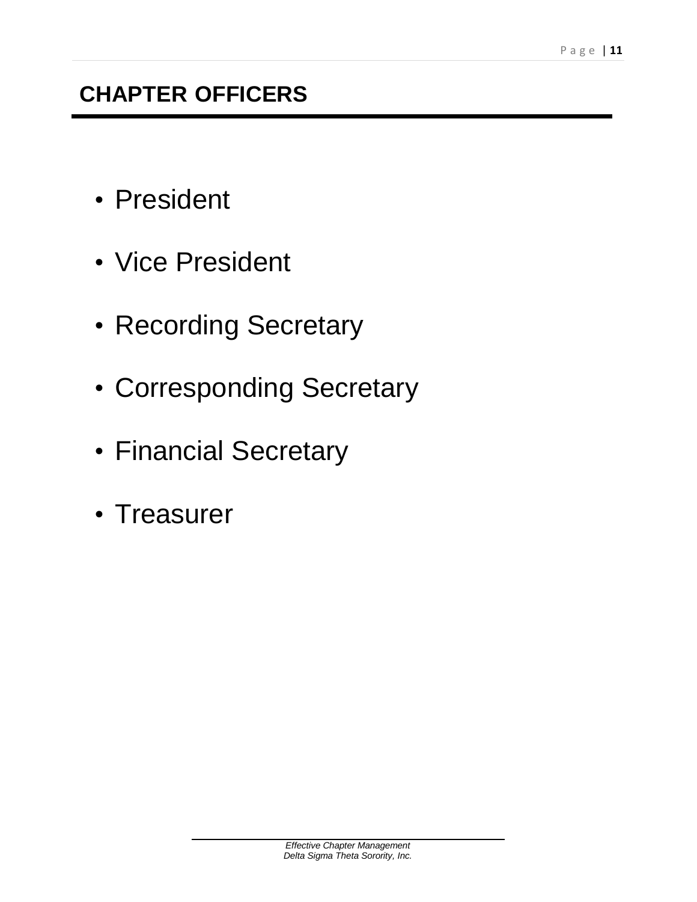## CHAPTER OFFICERS

- President
- Vice President
- Recording Secretary
- Corresponding Secretary
- Financial Secretary
- Treasurer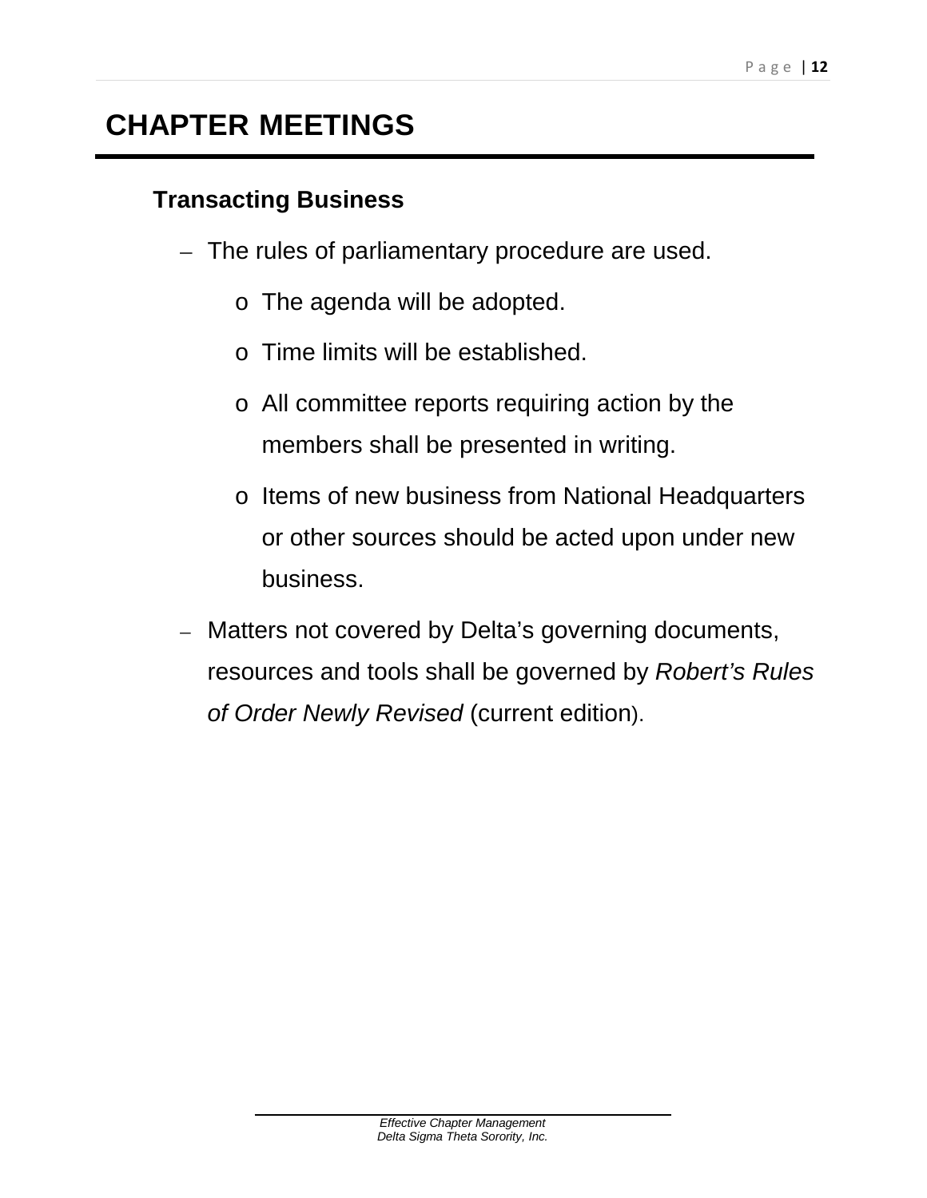# CHAPTER MEETINGS

## Transacting Business

- The rules of parliamentary procedure are used.
  - The agenda will be adopted.
  - Time limits will be established.
  - All committee reports requiring action by the members shall be presented in writing.
  - Items of new business from National Headquarters or other sources should be acted upon under new business.
- Matters not covered by Delta's governing documents, resources and tools shall be governed by *Robert's Rules of Order Newly Revised* (current edition).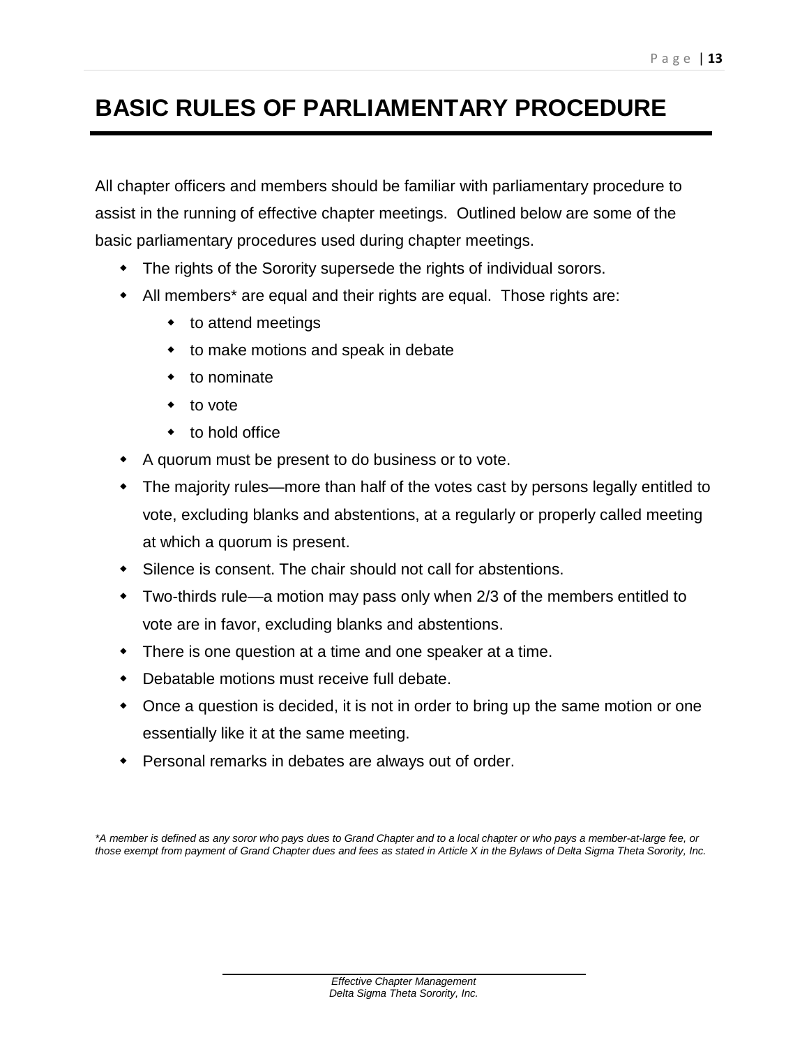# BASIC RULES OF PARLIAMENTARY PROCEDURE

All chapter officers and members should be familiar with parliamentary procedure to assist in the running of effective chapter meetings. Outlined below are some of the basic parliamentary procedures used during chapter meetings.

- The rights of the Sorority supersede the rights of individual sorors.
- All members* are equal and their rights are equal. Those rights are:
  - to attend meetings
  - to make motions and speak in debate
  - to nominate
  - to vote
  - to hold office
- A quorum must be present to do business or to vote.
- The majority rules—more than half of the votes cast by persons legally entitled to vote, excluding blanks and abstentions, at a regularly or properly called meeting at which a quorum is present.
- Silence is consent. The chair should not call for abstentions.
- Two-thirds rule—a motion may pass only when 2/3 of the members entitled to vote are in favor, excluding blanks and abstentions.
- There is one question at a time and one speaker at a time.
- Debatable motions must receive full debate.
- Once a question is decided, it is not in order to bring up the same motion or one essentially like it at the same meeting.
- Personal remarks in debates are always out of order.

*\*A member is defined as any soror who pays dues to Grand Chapter and to a local chapter or who pays a member-at-large fee, or those exempt from payment of Grand Chapter dues and fees as stated in Article X in the Bylaws of Delta Sigma Theta Sorority, Inc.*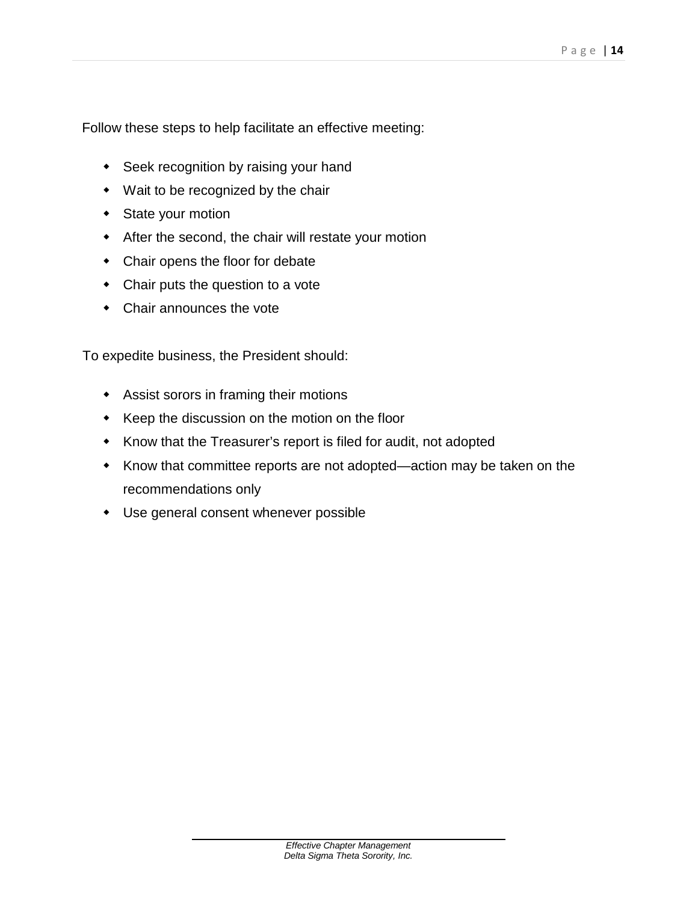Follow these steps to help facilitate an effective meeting:

- Seek recognition by raising your hand
- Wait to be recognized by the chair
- State your motion
- After the second, the chair will restate your motion
- Chair opens the floor for debate
- Chair puts the question to a vote
- Chair announces the vote

To expedite business, the President should:

- Assist sorors in framing their motions
- Keep the discussion on the motion on the floor
- Know that the Treasurer's report is filed for audit, not adopted
- Know that committee reports are not adopted—action may be taken on the recommendations only
- Use general consent whenever possible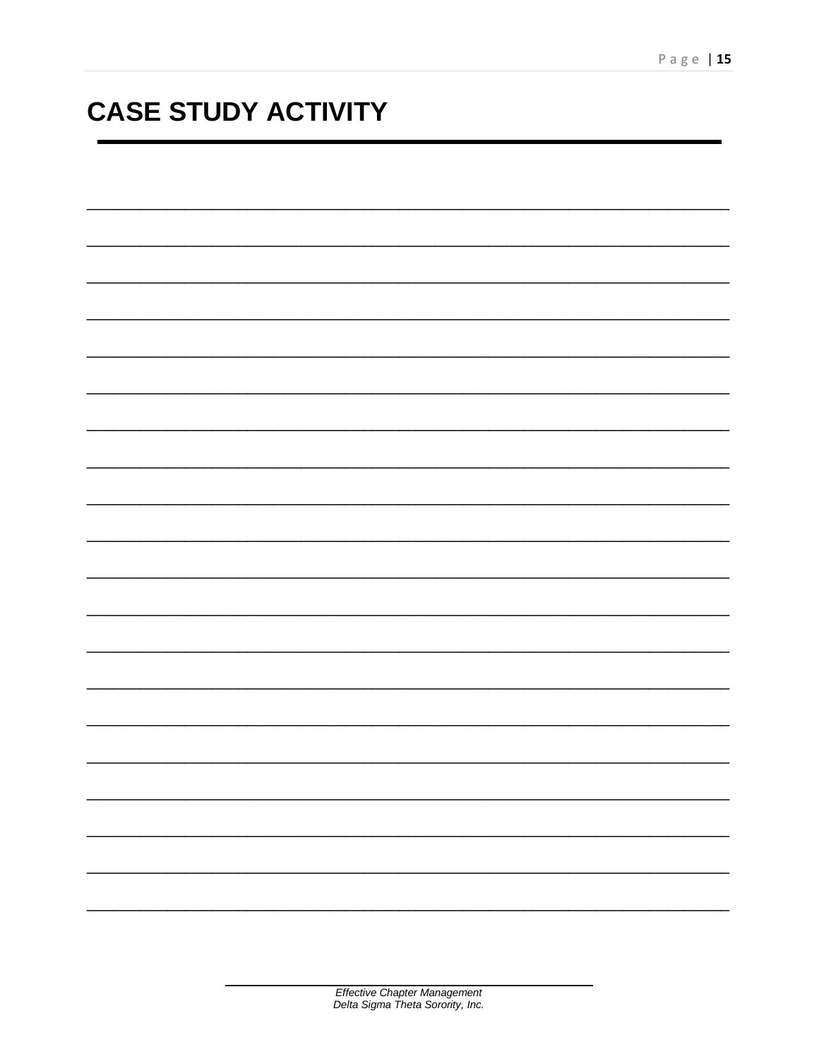# CASE STUDY ACTIVITY

_______________________________________________________________________________

_______________________________________________________________________________

_______________________________________________________________________________

_______________________________________________________________________________

_______________________________________________________________________________

_______________________________________________________________________________

_______________________________________________________________________________

_______________________________________________________________________________

_______________________________________________________________________________

_______________________________________________________________________________

_______________________________________________________________________________

_______________________________________________________________________________

_______________________________________________________________________________

_______________________________________________________________________________

_______________________________________________________________________________

_______________________________________________________________________________

_______________________________________________________________________________

_______________________________________________________________________________

_______________________________________________________________________________

_______________________________________________________________________________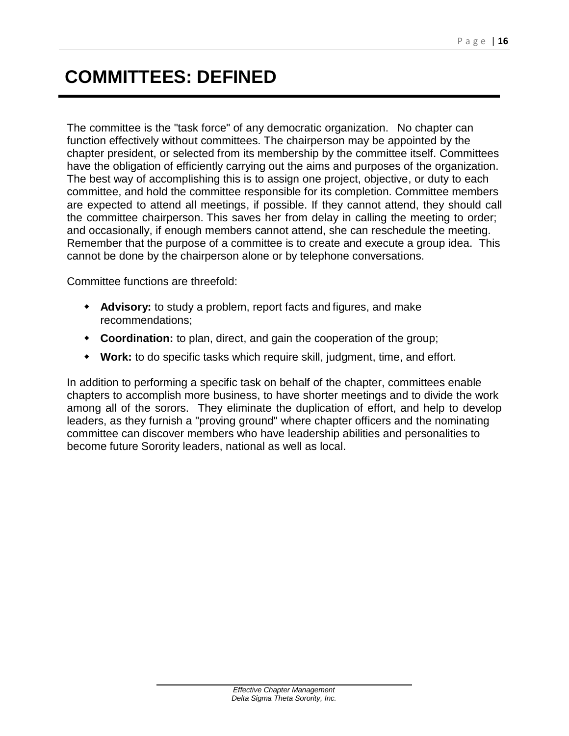# COMMITTEES: DEFINED

The committee is the "task force" of any democratic organization. No chapter can function effectively without committees. The chairperson may be appointed by the chapter president, or selected from its membership by the committee itself. Committees have the obligation of efficiently carrying out the aims and purposes of the organization. The best way of accomplishing this is to assign one project, objective, or duty to each committee, and hold the committee responsible for its completion. Committee members are expected to attend all meetings, if possible. If they cannot attend, they should call the committee chairperson. This saves her from delay in calling the meeting to order; and occasionally, if enough members cannot attend, she can reschedule the meeting. Remember that the purpose of a committee is to create and execute a group idea. This cannot be done by the chairperson alone or by telephone conversations.

Committee functions are threefold:

- **Advisory:** to study a problem, report facts and figures, and make recommendations;
- **Coordination:** to plan, direct, and gain the cooperation of the group;
- **Work:** to do specific tasks which require skill, judgment, time, and effort.

In addition to performing a specific task on behalf of the chapter, committees enable chapters to accomplish more business, to have shorter meetings and to divide the work among all of the sorors. They eliminate the duplication of effort, and help to develop leaders, as they furnish a "proving ground" where chapter officers and the nominating committee can discover members who have leadership abilities and personalities to become future Sorority leaders, national as well as local.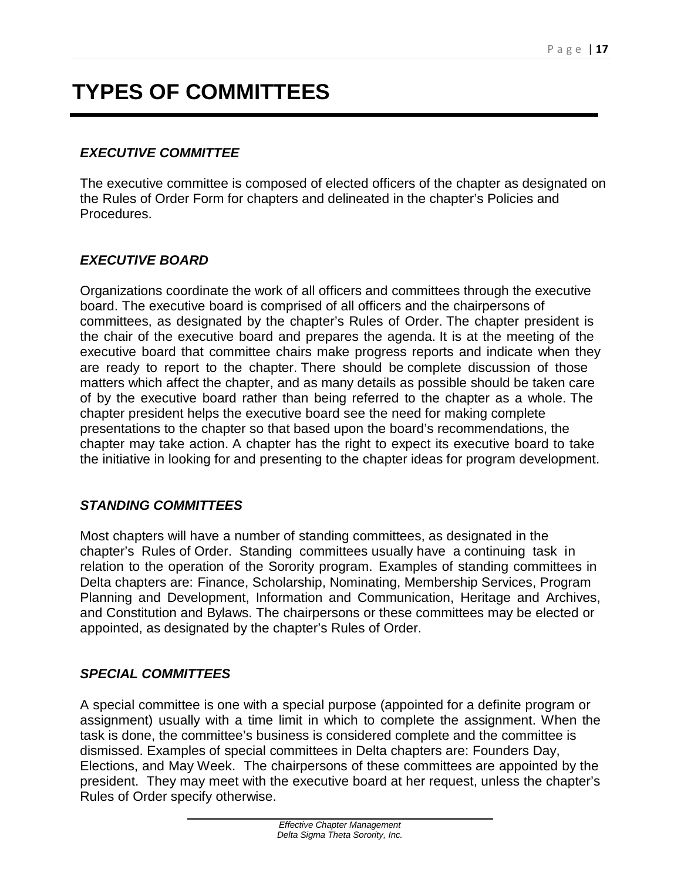# TYPES OF COMMITTEES

### *EXECUTIVE COMMITTEE*

The executive committee is composed of elected officers of the chapter as designated on the Rules of Order Form for chapters and delineated in the chapter's Policies and Procedures.

### *EXECUTIVE BOARD*

Organizations coordinate the work of all officers and committees through the executive board. The executive board is comprised of all officers and the chairpersons of committees, as designated by the chapter's Rules of Order. The chapter president is the chair of the executive board and prepares the agenda. It is at the meeting of the executive board that committee chairs make progress reports and indicate when they are ready to report to the chapter. There should be complete discussion of those matters which affect the chapter, and as many details as possible should be taken care of by the executive board rather than being referred to the chapter as a whole. The chapter president helps the executive board see the need for making complete presentations to the chapter so that based upon the board's recommendations, the chapter may take action. A chapter has the right to expect its executive board to take the initiative in looking for and presenting to the chapter ideas for program development.

### *STANDING COMMITTEES*

Most chapters will have a number of standing committees, as designated in the chapter's Rules of Order. Standing committees usually have a continuing task in relation to the operation of the Sorority program. Examples of standing committees in Delta chapters are: Finance, Scholarship, Nominating, Membership Services, Program Planning and Development, Information and Communication, Heritage and Archives, and Constitution and Bylaws. The chairpersons or these committees may be elected or appointed, as designated by the chapter's Rules of Order.

### *SPECIAL COMMITTEES*

A special committee is one with a special purpose (appointed for a definite program or assignment) usually with a time limit in which to complete the assignment. When the task is done, the committee's business is considered complete and the committee is dismissed. Examples of special committees in Delta chapters are: Founders Day, Elections, and May Week. The chairpersons of these committees are appointed by the president. They may meet with the executive board at her request, unless the chapter's Rules of Order specify otherwise.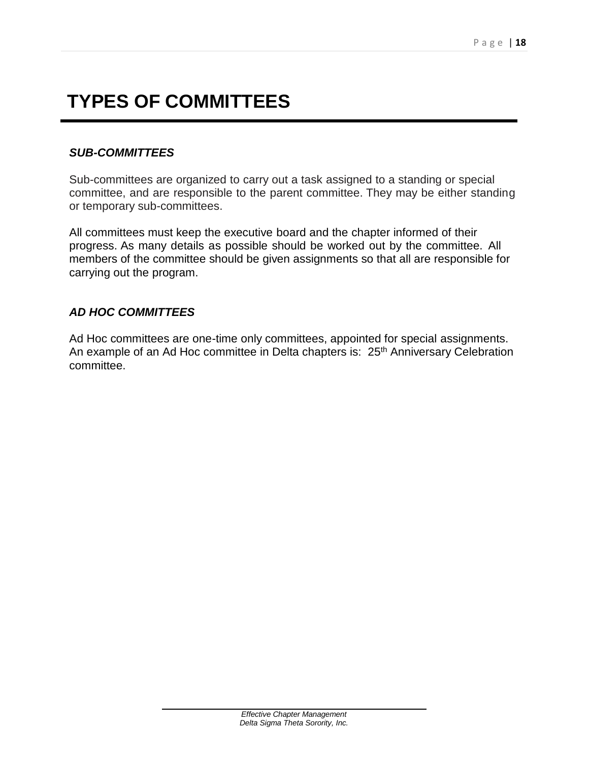# TYPES OF COMMITTEES

### *SUB-COMMITTEES*

Sub-committees are organized to carry out a task assigned to a standing or special committee, and are responsible to the parent committee. They may be either standing or temporary sub-committees.

All committees must keep the executive board and the chapter informed of their progress. As many details as possible should be worked out by the committee. All members of the committee should be given assignments so that all are responsible for carrying out the program.

### *AD HOC COMMITTEES*

Ad Hoc committees are one-time only committees, appointed for special assignments. An example of an Ad Hoc committee in Delta chapters is: 25th Anniversary Celebration committee.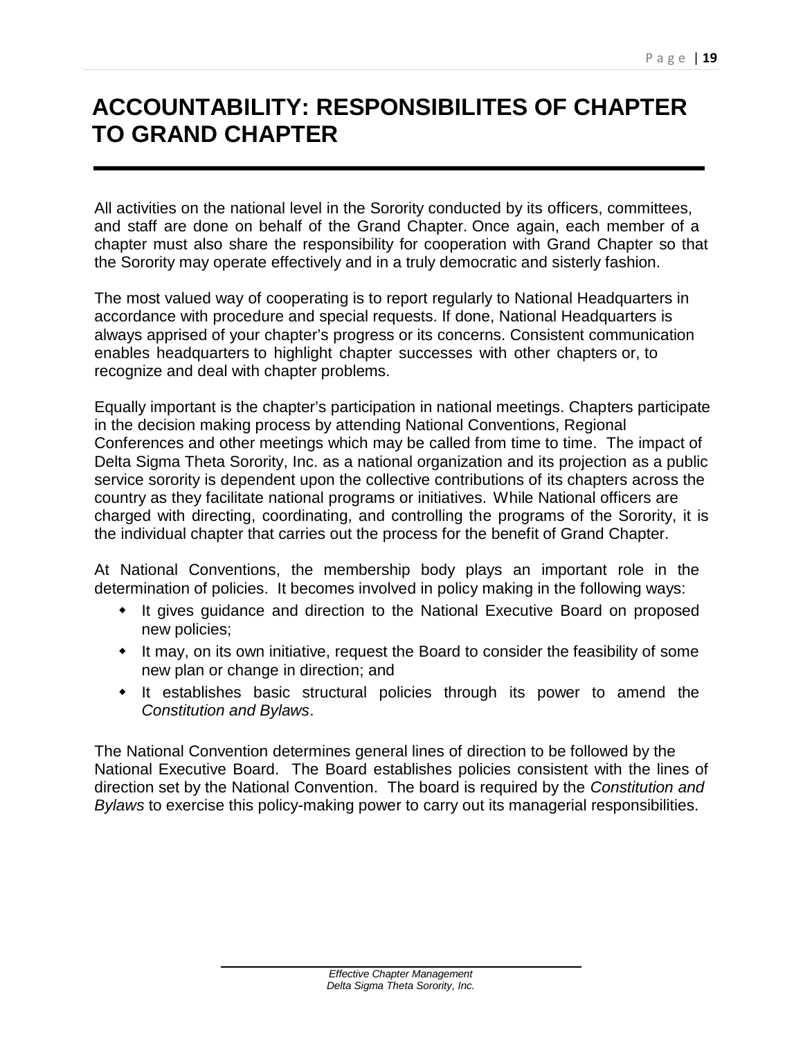# ACCOUNTABILITY: RESPONSIBILITES OF CHAPTER TO GRAND CHAPTER

All activities on the national level in the Sorority conducted by its officers, committees, and staff are done on behalf of the Grand Chapter. Once again, each member of a chapter must also share the responsibility for cooperation with Grand Chapter so that the Sorority may operate effectively and in a truly democratic and sisterly fashion.

The most valued way of cooperating is to report regularly to National Headquarters in accordance with procedure and special requests. If done, National Headquarters is always apprised of your chapter's progress or its concerns. Consistent communication enables headquarters to highlight chapter successes with other chapters or, to recognize and deal with chapter problems.

Equally important is the chapter's participation in national meetings. Chapters participate in the decision making process by attending National Conventions, Regional Conferences and other meetings which may be called from time to time. The impact of Delta Sigma Theta Sorority, Inc. as a national organization and its projection as a public service sorority is dependent upon the collective contributions of its chapters across the country as they facilitate national programs or initiatives. While National officers are charged with directing, coordinating, and controlling the programs of the Sorority, it is the individual chapter that carries out the process for the benefit of Grand Chapter.

At National Conventions, the membership body plays an important role in the determination of policies. It becomes involved in policy making in the following ways:

- It gives guidance and direction to the National Executive Board on proposed new policies;
- It may, on its own initiative, request the Board to consider the feasibility of some new plan or change in direction; and
- It establishes basic structural policies through its power to amend the *Constitution and Bylaws*.

The National Convention determines general lines of direction to be followed by the National Executive Board. The Board establishes policies consistent with the lines of direction set by the National Convention. The board is required by the *Constitution and Bylaws* to exercise this policy-making power to carry out its managerial responsibilities.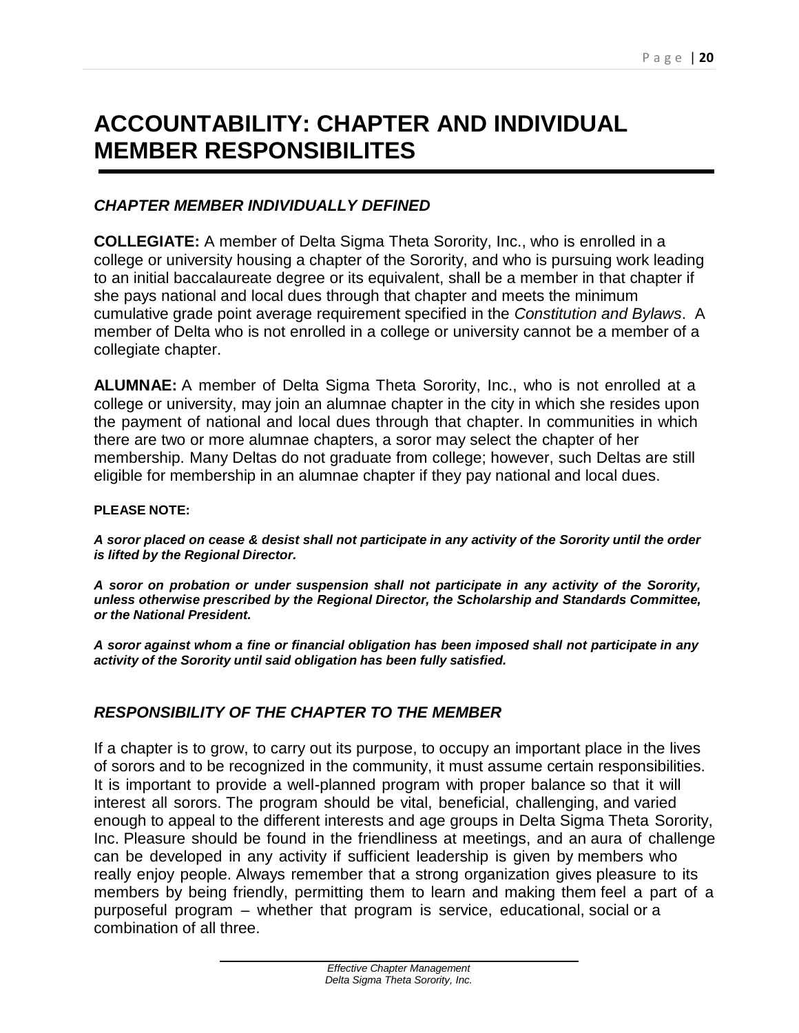# ACCOUNTABILITY: CHAPTER AND INDIVIDUAL MEMBER RESPONSIBILITES

## *CHAPTER MEMBER INDIVIDUALLY DEFINED*

**COLLEGIATE:** A member of Delta Sigma Theta Sorority, Inc., who is enrolled in a college or university housing a chapter of the Sorority, and who is pursuing work leading to an initial baccalaureate degree or its equivalent, shall be a member in that chapter if she pays national and local dues through that chapter and meets the minimum cumulative grade point average requirement specified in the *Constitution and Bylaws*. A member of Delta who is not enrolled in a college or university cannot be a member of a collegiate chapter.

**ALUMNAE:** A member of Delta Sigma Theta Sorority, Inc., who is not enrolled at a college or university, may join an alumnae chapter in the city in which she resides upon the payment of national and local dues through that chapter. In communities in which there are two or more alumnae chapters, a soror may select the chapter of her membership. Many Deltas do not graduate from college; however, such Deltas are still eligible for membership in an alumnae chapter if they pay national and local dues.

**PLEASE NOTE:**

***A soror placed on cease & desist shall not participate in any activity of the Sorority until the order is lifted by the Regional Director.***

***A soror on probation or under suspension shall not participate in any activity of the Sorority, unless otherwise prescribed by the Regional Director, the Scholarship and Standards Committee, or the National President.***

***A soror against whom a fine or financial obligation has been imposed shall not participate in any activity of the Sorority until said obligation has been fully satisfied.***

## *RESPONSIBILITY OF THE CHAPTER TO THE MEMBER*

If a chapter is to grow, to carry out its purpose, to occupy an important place in the lives of sorors and to be recognized in the community, it must assume certain responsibilities. It is important to provide a well-planned program with proper balance so that it will interest all sorors. The program should be vital, beneficial, challenging, and varied enough to appeal to the different interests and age groups in Delta Sigma Theta Sorority, Inc. Pleasure should be found in the friendliness at meetings, and an aura of challenge can be developed in any activity if sufficient leadership is given by members who really enjoy people. Always remember that a strong organization gives pleasure to its members by being friendly, permitting them to learn and making them feel a part of a purposeful program – whether that program is service, educational, social or a combination of all three.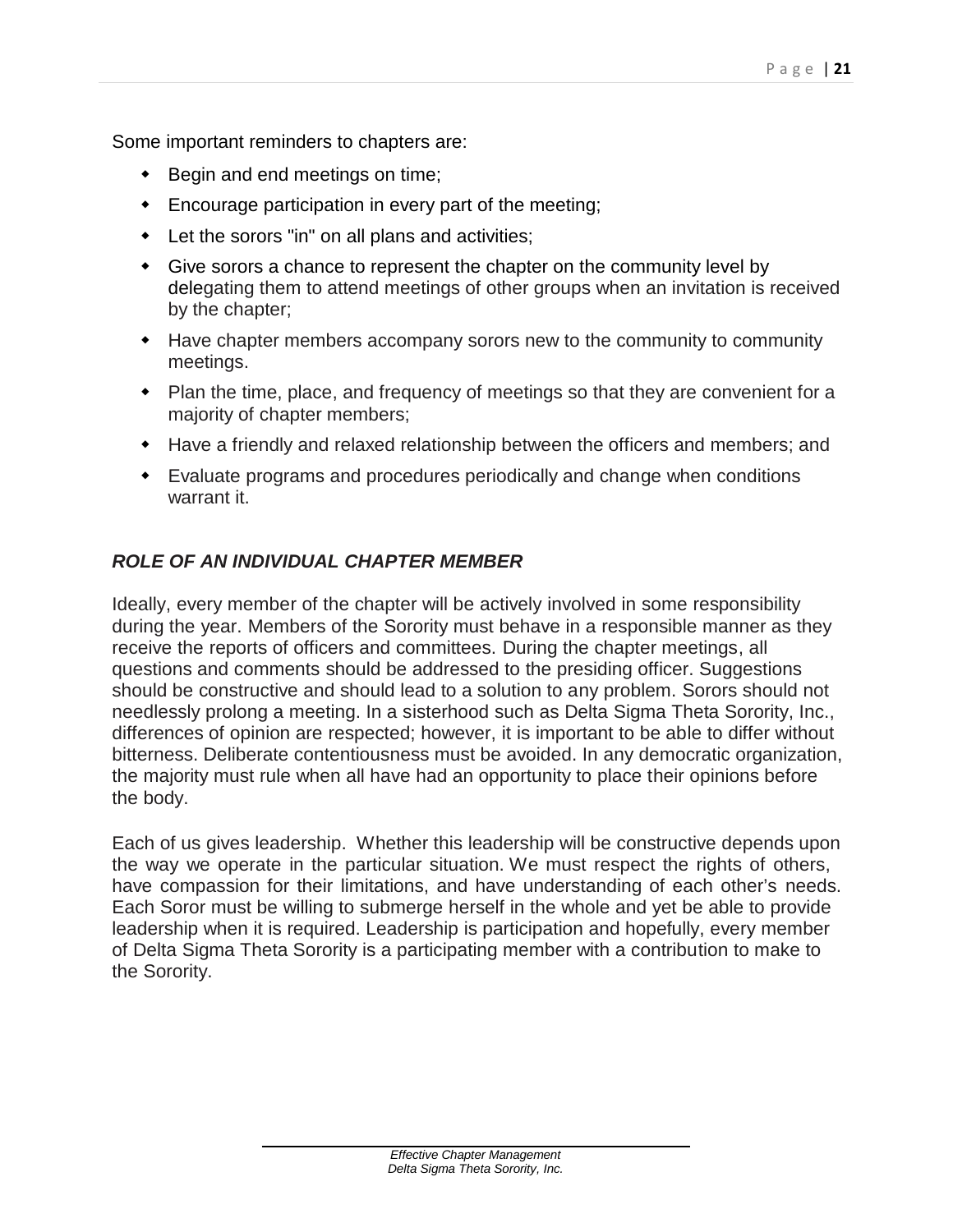Some important reminders to chapters are:

- Begin and end meetings on time;
- Encourage participation in every part of the meeting;
- Let the sorors "in" on all plans and activities;
- Give sorors a chance to represent the chapter on the community level by delegating them to attend meetings of other groups when an invitation is received by the chapter;
- Have chapter members accompany sorors new to the community to community meetings.
- Plan the time, place, and frequency of meetings so that they are convenient for a majority of chapter members;
- Have a friendly and relaxed relationship between the officers and members; and
- Evaluate programs and procedures periodically and change when conditions warrant it.

### *ROLE OF AN INDIVIDUAL CHAPTER MEMBER*

Ideally, every member of the chapter will be actively involved in some responsibility during the year. Members of the Sorority must behave in a responsible manner as they receive the reports of officers and committees. During the chapter meetings, all questions and comments should be addressed to the presiding officer. Suggestions should be constructive and should lead to a solution to any problem. Sorors should not needlessly prolong a meeting. In a sisterhood such as Delta Sigma Theta Sorority, Inc., differences of opinion are respected; however, it is important to be able to differ without bitterness. Deliberate contentiousness must be avoided. In any democratic organization, the majority must rule when all have had an opportunity to place their opinions before the body.

Each of us gives leadership. Whether this leadership will be constructive depends upon the way we operate in the particular situation. We must respect the rights of others, have compassion for their limitations, and have understanding of each other's needs. Each Soror must be willing to submerge herself in the whole and yet be able to provide leadership when it is required. Leadership is participation and hopefully, every member of Delta Sigma Theta Sorority is a participating member with a contribution to make to the Sorority.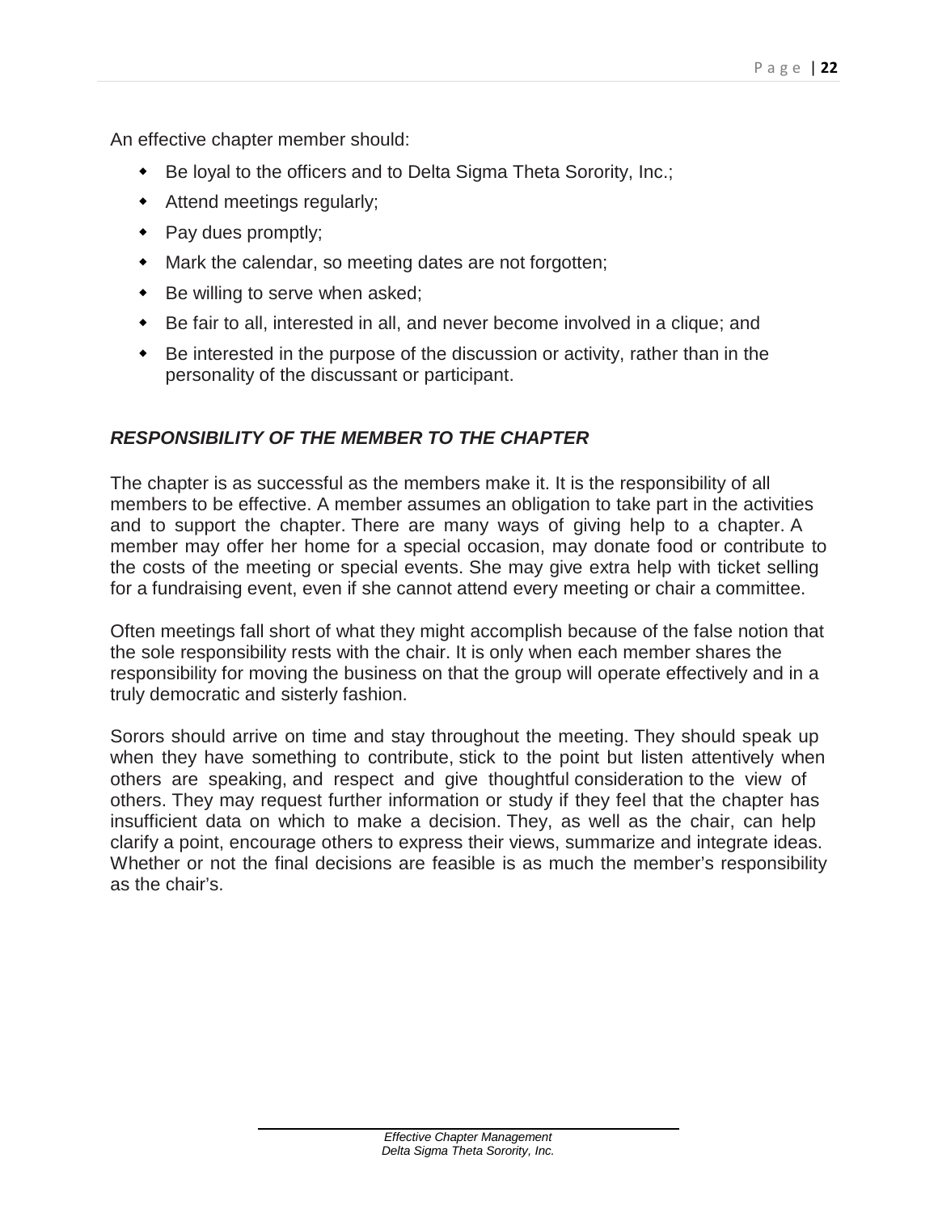An effective chapter member should:

- Be loyal to the officers and to Delta Sigma Theta Sorority, Inc.;
- Attend meetings regularly;
- Pay dues promptly;
- Mark the calendar, so meeting dates are not forgotten;
- Be willing to serve when asked;
- Be fair to all, interested in all, and never become involved in a clique; and
- Be interested in the purpose of the discussion or activity, rather than in the personality of the discussant or participant.

### *RESPONSIBILITY OF THE MEMBER TO THE CHAPTER*

The chapter is as successful as the members make it. It is the responsibility of all members to be effective. A member assumes an obligation to take part in the activities and to support the chapter. There are many ways of giving help to a chapter. A member may offer her home for a special occasion, may donate food or contribute to the costs of the meeting or special events. She may give extra help with ticket selling for a fundraising event, even if she cannot attend every meeting or chair a committee.

Often meetings fall short of what they might accomplish because of the false notion that the sole responsibility rests with the chair. It is only when each member shares the responsibility for moving the business on that the group will operate effectively and in a truly democratic and sisterly fashion.

Sorors should arrive on time and stay throughout the meeting. They should speak up when they have something to contribute, stick to the point but listen attentively when others are speaking, and respect and give thoughtful consideration to the view of others. They may request further information or study if they feel that the chapter has insufficient data on which to make a decision. They, as well as the chair, can help clarify a point, encourage others to express their views, summarize and integrate ideas. Whether or not the final decisions are feasible is as much the member's responsibility as the chair's.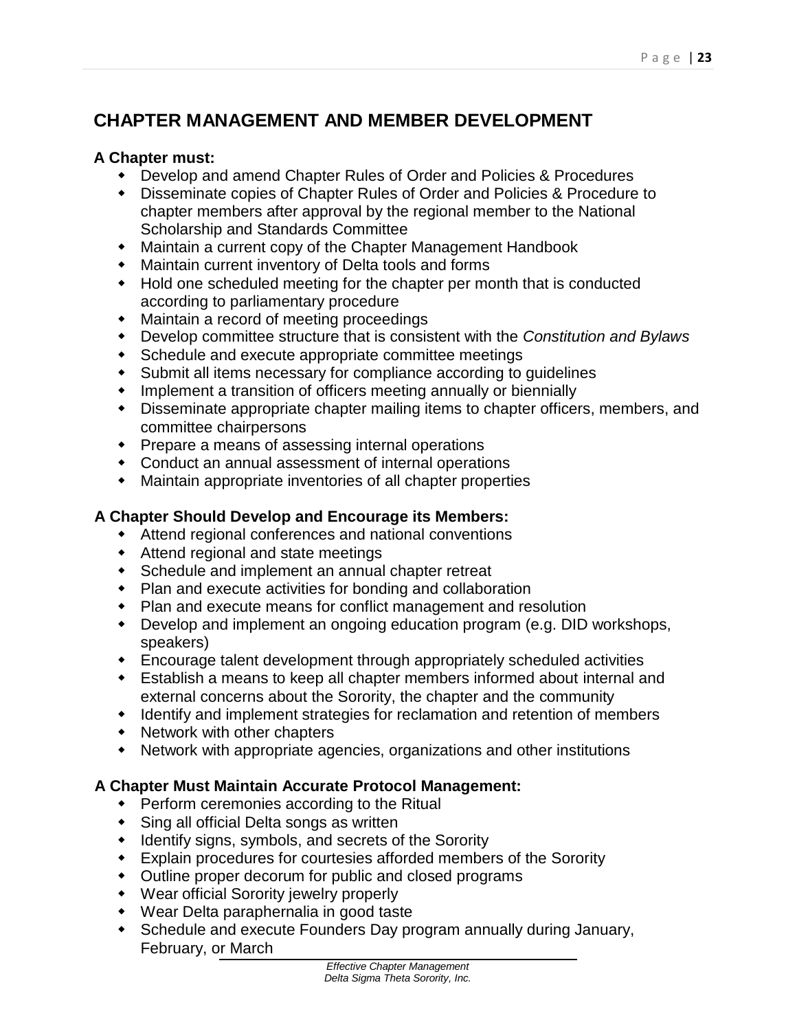# CHAPTER MANAGEMENT AND MEMBER DEVELOPMENT

**A Chapter must:**

- Develop and amend Chapter Rules of Order and Policies & Procedures
- Disseminate copies of Chapter Rules of Order and Policies & Procedure to chapter members after approval by the regional member to the National Scholarship and Standards Committee
- Maintain a current copy of the Chapter Management Handbook
- Maintain current inventory of Delta tools and forms
- Hold one scheduled meeting for the chapter per month that is conducted according to parliamentary procedure
- Maintain a record of meeting proceedings
- Develop committee structure that is consistent with the *Constitution and Bylaws*
- Schedule and execute appropriate committee meetings
- Submit all items necessary for compliance according to guidelines
- Implement a transition of officers meeting annually or biennially
- Disseminate appropriate chapter mailing items to chapter officers, members, and committee chairpersons
- Prepare a means of assessing internal operations
- Conduct an annual assessment of internal operations
- Maintain appropriate inventories of all chapter properties

**A Chapter Should Develop and Encourage its Members:**

- Attend regional conferences and national conventions
- Attend regional and state meetings
- Schedule and implement an annual chapter retreat
- Plan and execute activities for bonding and collaboration
- Plan and execute means for conflict management and resolution
- Develop and implement an ongoing education program (e.g. DID workshops, speakers)
- Encourage talent development through appropriately scheduled activities
- Establish a means to keep all chapter members informed about internal and external concerns about the Sorority, the chapter and the community
- Identify and implement strategies for reclamation and retention of members
- Network with other chapters
- Network with appropriate agencies, organizations and other institutions

**A Chapter Must Maintain Accurate Protocol Management:**

- Perform ceremonies according to the Ritual
- Sing all official Delta songs as written
- Identify signs, symbols, and secrets of the Sorority
- Explain procedures for courtesies afforded members of the Sorority
- Outline proper decorum for public and closed programs
- Wear official Sorority jewelry properly
- Wear Delta paraphernalia in good taste
- Schedule and execute Founders Day program annually during January, February, or March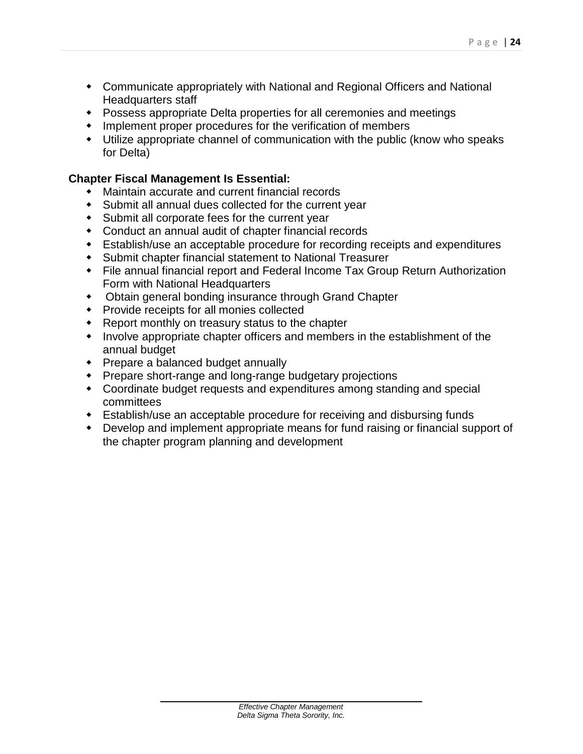- Communicate appropriately with National and Regional Officers and National Headquarters staff
- Possess appropriate Delta properties for all ceremonies and meetings
- Implement proper procedures for the verification of members
- Utilize appropriate channel of communication with the public (know who speaks for Delta)

**Chapter Fiscal Management Is Essential:**

- Maintain accurate and current financial records
- Submit all annual dues collected for the current year
- Submit all corporate fees for the current year
- Conduct an annual audit of chapter financial records
- Establish/use an acceptable procedure for recording receipts and expenditures
- Submit chapter financial statement to National Treasurer
- File annual financial report and Federal Income Tax Group Return Authorization Form with National Headquarters
- Obtain general bonding insurance through Grand Chapter
- Provide receipts for all monies collected
- Report monthly on treasury status to the chapter
- Involve appropriate chapter officers and members in the establishment of the annual budget
- Prepare a balanced budget annually
- Prepare short-range and long-range budgetary projections
- Coordinate budget requests and expenditures among standing and special committees
- Establish/use an acceptable procedure for receiving and disbursing funds
- Develop and implement appropriate means for fund raising or financial support of the chapter program planning and development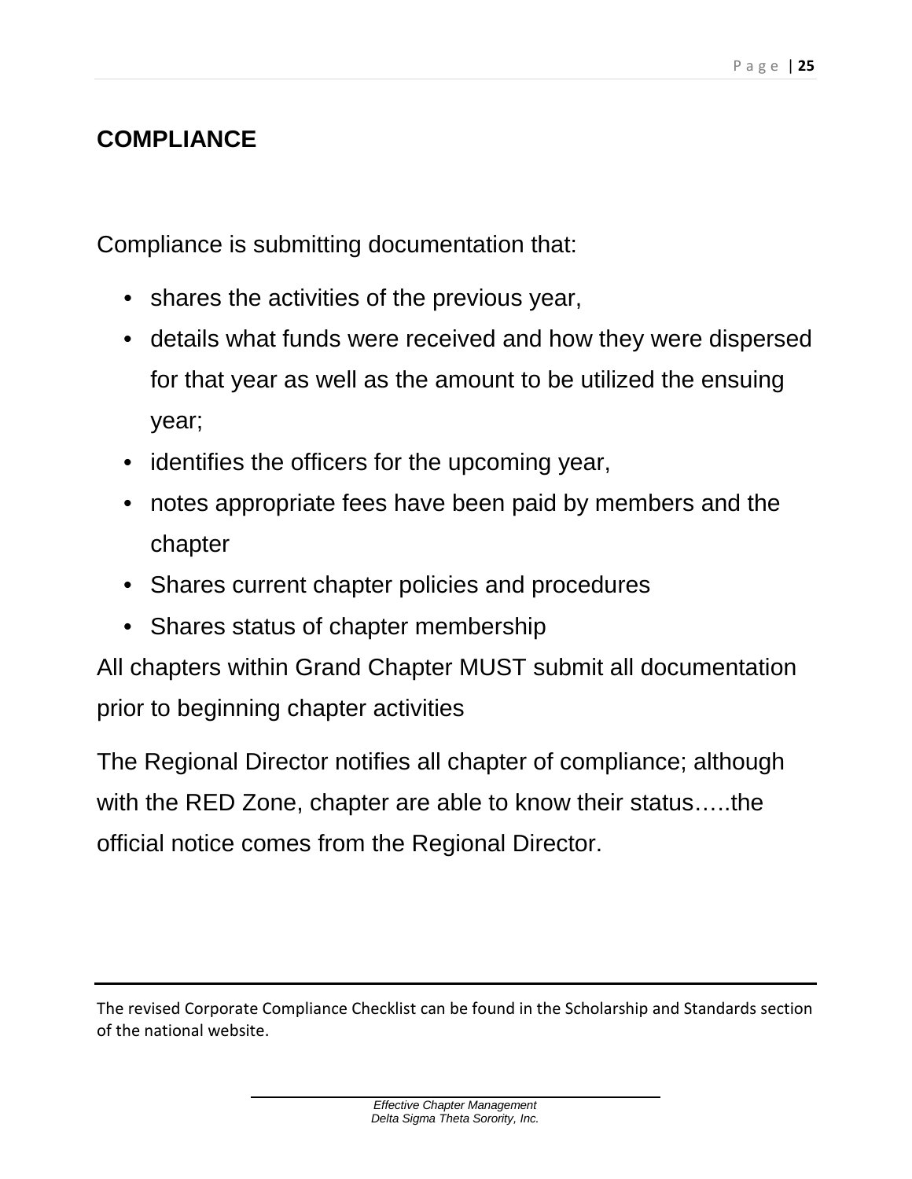# COMPLIANCE

Compliance is submitting documentation that:

- shares the activities of the previous year,
- details what funds were received and how they were dispersed for that year as well as the amount to be utilized the ensuing year;
- identifies the officers for the upcoming year,
- notes appropriate fees have been paid by members and the chapter
- Shares current chapter policies and procedures
- Shares status of chapter membership

All chapters within Grand Chapter MUST submit all documentation prior to beginning chapter activities

The Regional Director notifies all chapter of compliance; although with the RED Zone, chapter are able to know their status…..the official notice comes from the Regional Director.

---

The revised Corporate Compliance Checklist can be found in the Scholarship and Standards section of the national website.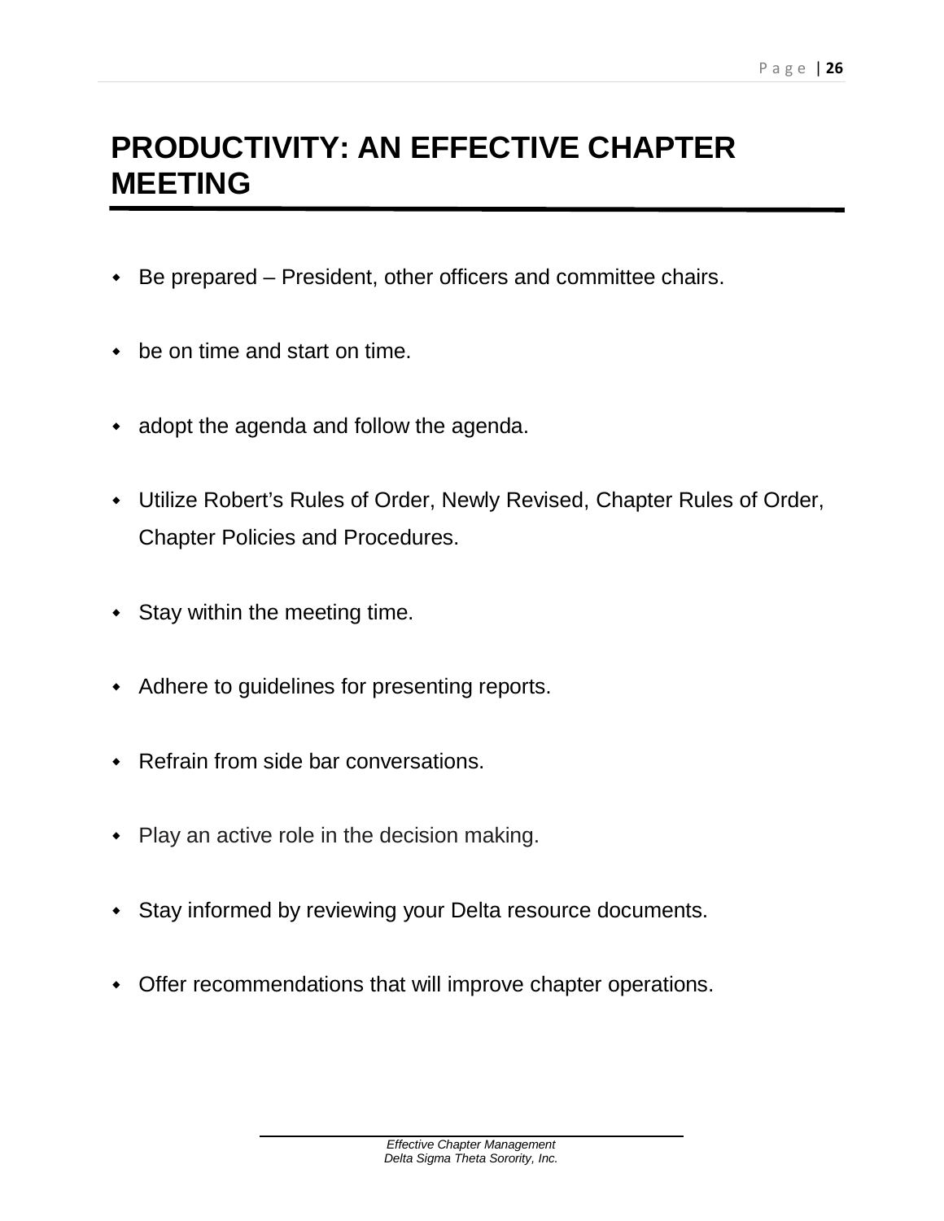# PRODUCTIVITY: AN EFFECTIVE CHAPTER MEETING

- Be prepared – President, other officers and committee chairs.
- be on time and start on time.
- adopt the agenda and follow the agenda.
- Utilize Robert's Rules of Order, Newly Revised, Chapter Rules of Order, Chapter Policies and Procedures.
- Stay within the meeting time.
- Adhere to guidelines for presenting reports.
- Refrain from side bar conversations.
- Play an active role in the decision making.
- Stay informed by reviewing your Delta resource documents.
- Offer recommendations that will improve chapter operations.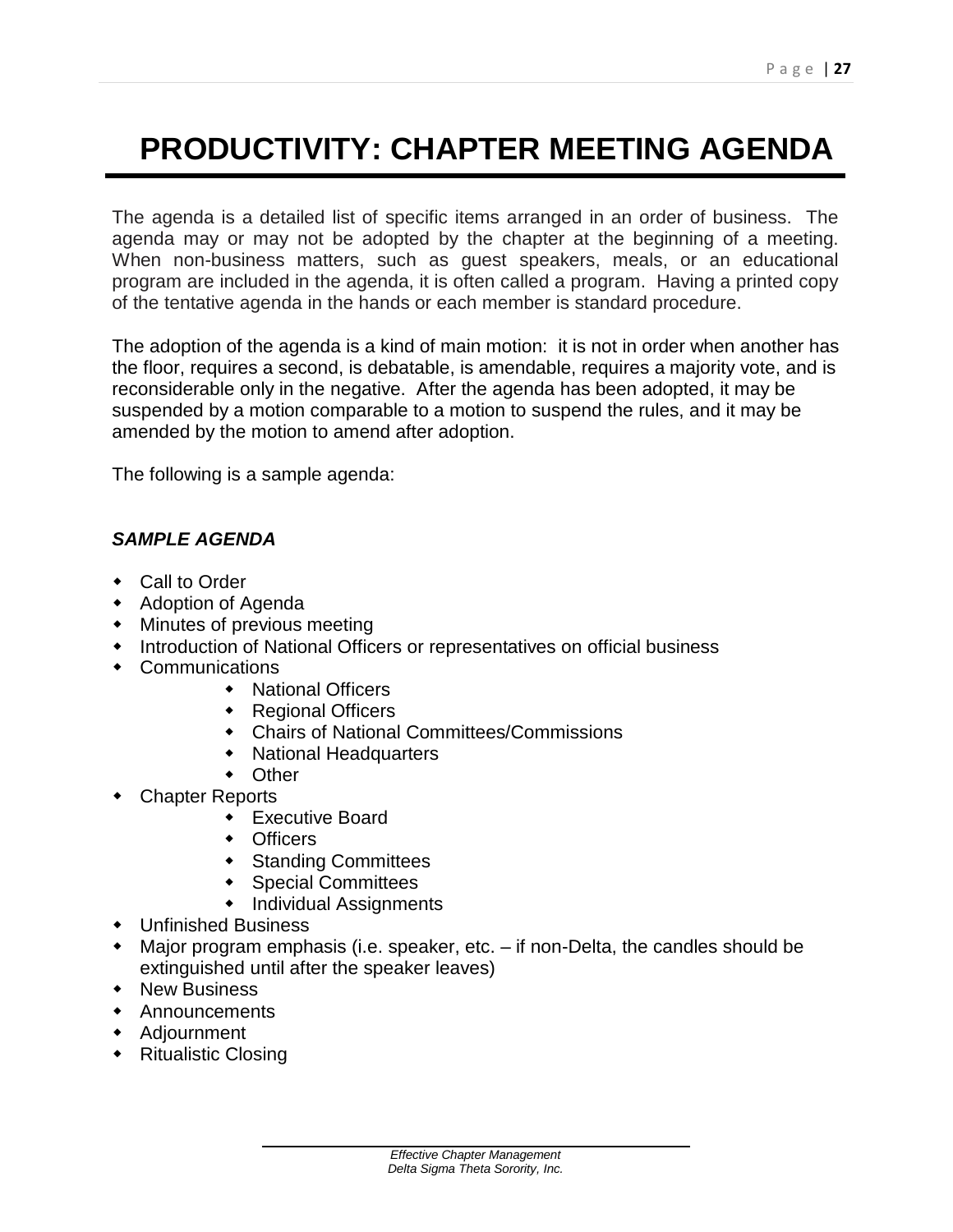# PRODUCTIVITY: CHAPTER MEETING AGENDA

The agenda is a detailed list of specific items arranged in an order of business. The agenda may or may not be adopted by the chapter at the beginning of a meeting. When non-business matters, such as guest speakers, meals, or an educational program are included in the agenda, it is often called a program. Having a printed copy of the tentative agenda in the hands or each member is standard procedure.

The adoption of the agenda is a kind of main motion: it is not in order when another has the floor, requires a second, is debatable, is amendable, requires a majority vote, and is reconsiderable only in the negative. After the agenda has been adopted, it may be suspended by a motion comparable to a motion to suspend the rules, and it may be amended by the motion to amend after adoption.

The following is a sample agenda:

***SAMPLE AGENDA***

- Call to Order
- Adoption of Agenda
- Minutes of previous meeting
- Introduction of National Officers or representatives on official business
- Communications
    - National Officers
    - Regional Officers
    - Chairs of National Committees/Commissions
    - National Headquarters
    - Other
- Chapter Reports
    - Executive Board
    - Officers
    - Standing Committees
    - Special Committees
    - Individual Assignments
- Unfinished Business
- Major program emphasis (i.e. speaker, etc. – if non-Delta, the candles should be extinguished until after the speaker leaves)
- New Business
- Announcements
- Adjournment
- Ritualistic Closing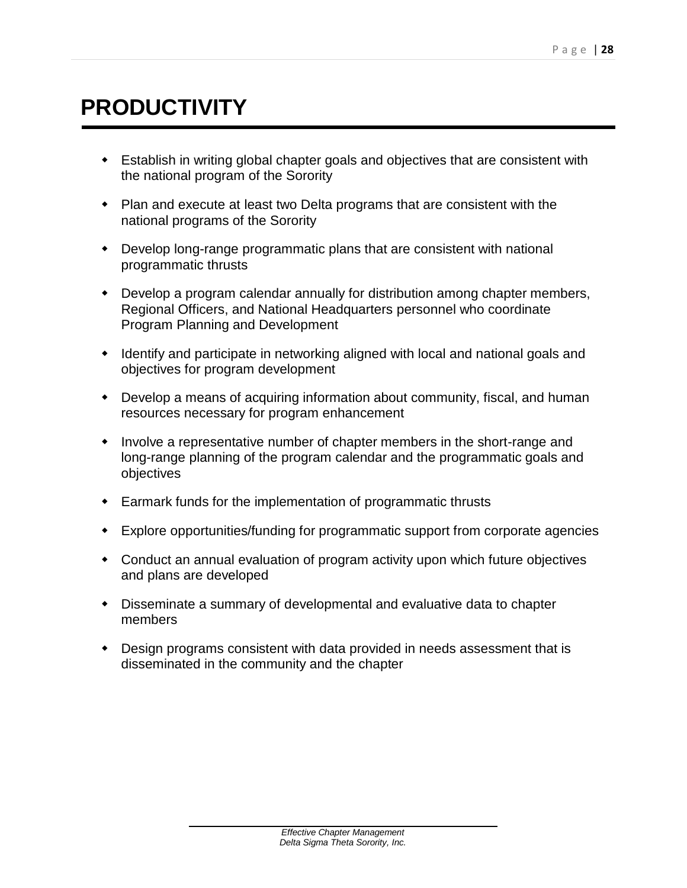# PRODUCTIVITY

- Establish in writing global chapter goals and objectives that are consistent with the national program of the Sorority
- Plan and execute at least two Delta programs that are consistent with the national programs of the Sorority
- Develop long-range programmatic plans that are consistent with national programmatic thrusts
- Develop a program calendar annually for distribution among chapter members, Regional Officers, and National Headquarters personnel who coordinate Program Planning and Development
- Identify and participate in networking aligned with local and national goals and objectives for program development
- Develop a means of acquiring information about community, fiscal, and human resources necessary for program enhancement
- Involve a representative number of chapter members in the short-range and long-range planning of the program calendar and the programmatic goals and objectives
- Earmark funds for the implementation of programmatic thrusts
- Explore opportunities/funding for programmatic support from corporate agencies
- Conduct an annual evaluation of program activity upon which future objectives and plans are developed
- Disseminate a summary of developmental and evaluative data to chapter members
- Design programs consistent with data provided in needs assessment that is disseminated in the community and the chapter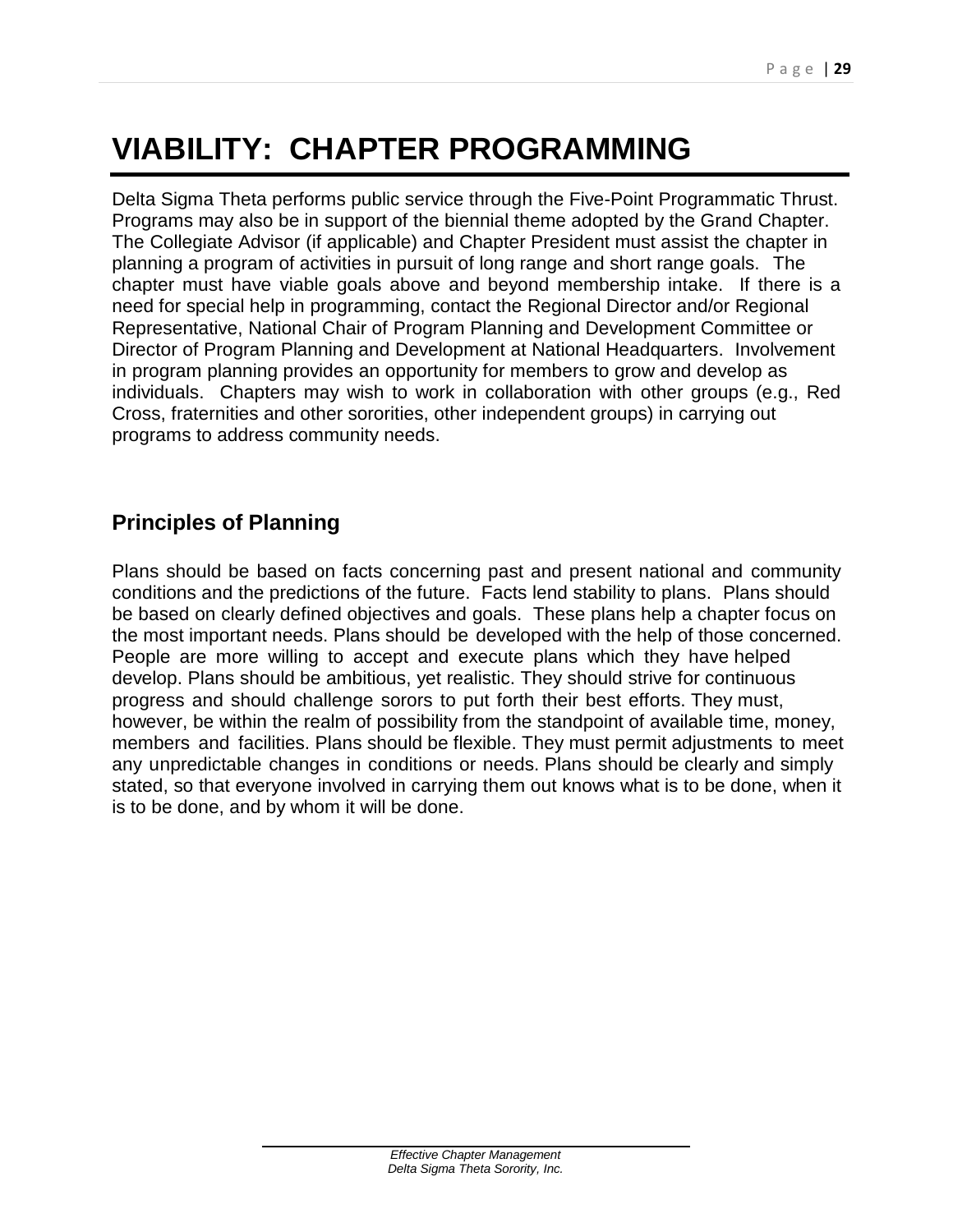# VIABILITY: CHAPTER PROGRAMMING

Delta Sigma Theta performs public service through the Five-Point Programmatic Thrust. Programs may also be in support of the biennial theme adopted by the Grand Chapter. The Collegiate Advisor (if applicable) and Chapter President must assist the chapter in planning a program of activities in pursuit of long range and short range goals. The chapter must have viable goals above and beyond membership intake. If there is a need for special help in programming, contact the Regional Director and/or Regional Representative, National Chair of Program Planning and Development Committee or Director of Program Planning and Development at National Headquarters. Involvement in program planning provides an opportunity for members to grow and develop as individuals. Chapters may wish to work in collaboration with other groups (e.g., Red Cross, fraternities and other sororities, other independent groups) in carrying out programs to address community needs.

## Principles of Planning

Plans should be based on facts concerning past and present national and community conditions and the predictions of the future. Facts lend stability to plans. Plans should be based on clearly defined objectives and goals. These plans help a chapter focus on the most important needs. Plans should be developed with the help of those concerned. People are more willing to accept and execute plans which they have helped develop. Plans should be ambitious, yet realistic. They should strive for continuous progress and should challenge sorors to put forth their best efforts. They must, however, be within the realm of possibility from the standpoint of available time, money, members and facilities. Plans should be flexible. They must permit adjustments to meet any unpredictable changes in conditions or needs. Plans should be clearly and simply stated, so that everyone involved in carrying them out knows what is to be done, when it is to be done, and by whom it will be done.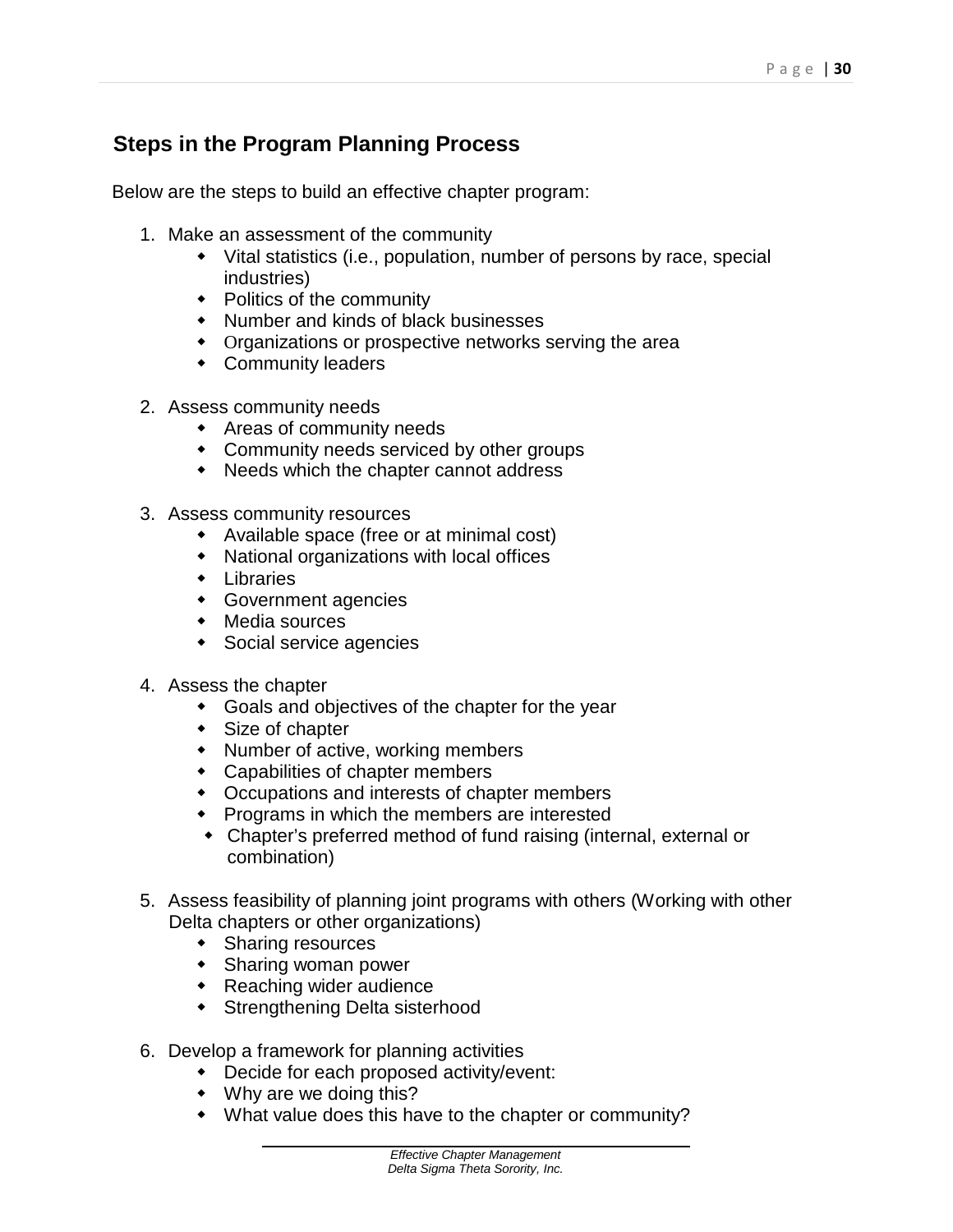## Steps in the Program Planning Process

Below are the steps to build an effective chapter program:

1. Make an assessment of the community
   - Vital statistics (i.e., population, number of persons by race, special industries)
   - Politics of the community
   - Number and kinds of black businesses
   - Organizations or prospective networks serving the area
   - Community leaders

2. Assess community needs
   - Areas of community needs
   - Community needs serviced by other groups
   - Needs which the chapter cannot address

3. Assess community resources
   - Available space (free or at minimal cost)
   - National organizations with local offices
   - Libraries
   - Government agencies
   - Media sources
   - Social service agencies

4. Assess the chapter
   - Goals and objectives of the chapter for the year
   - Size of chapter
   - Number of active, working members
   - Capabilities of chapter members
   - Occupations and interests of chapter members
   - Programs in which the members are interested
   - Chapter's preferred method of fund raising (internal, external or combination)

5. Assess feasibility of planning joint programs with others (Working with other Delta chapters or other organizations)
   - Sharing resources
   - Sharing woman power
   - Reaching wider audience
   - Strengthening Delta sisterhood

6. Develop a framework for planning activities
   - Decide for each proposed activity/event:
   - Why are we doing this?
   - What value does this have to the chapter or community?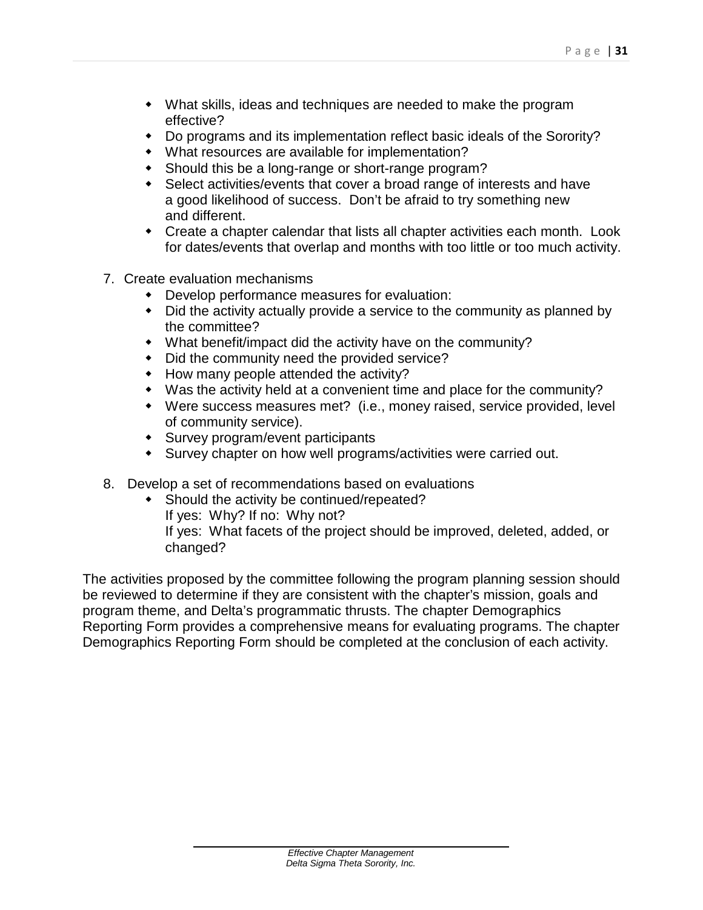- What skills, ideas and techniques are needed to make the program effective?
- Do programs and its implementation reflect basic ideals of the Sorority?
- What resources are available for implementation?
- Should this be a long-range or short-range program?
- Select activities/events that cover a broad range of interests and have a good likelihood of success. Don't be afraid to try something new and different.
- Create a chapter calendar that lists all chapter activities each month. Look for dates/events that overlap and months with too little or too much activity.

7. Create evaluation mechanisms
   - Develop performance measures for evaluation:
   - Did the activity actually provide a service to the community as planned by the committee?
   - What benefit/impact did the activity have on the community?
   - Did the community need the provided service?
   - How many people attended the activity?
   - Was the activity held at a convenient time and place for the community?
   - Were success measures met? (i.e., money raised, service provided, level of community service).
   - Survey program/event participants
   - Survey chapter on how well programs/activities were carried out.

8. Develop a set of recommendations based on evaluations
   - Should the activity be continued/repeated?
     If yes: Why? If no: Why not?
     If yes: What facets of the project should be improved, deleted, added, or changed?

The activities proposed by the committee following the program planning session should be reviewed to determine if they are consistent with the chapter's mission, goals and program theme, and Delta's programmatic thrusts. The chapter Demographics Reporting Form provides a comprehensive means for evaluating programs. The chapter Demographics Reporting Form should be completed at the conclusion of each activity.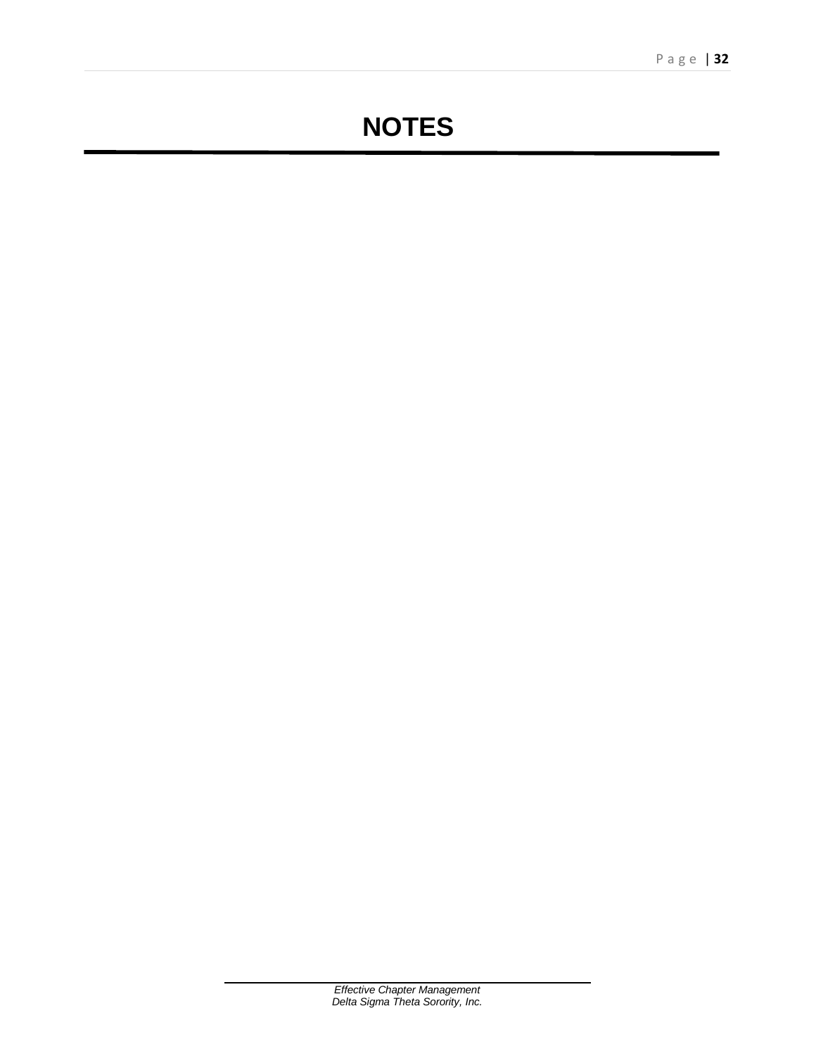# NOTES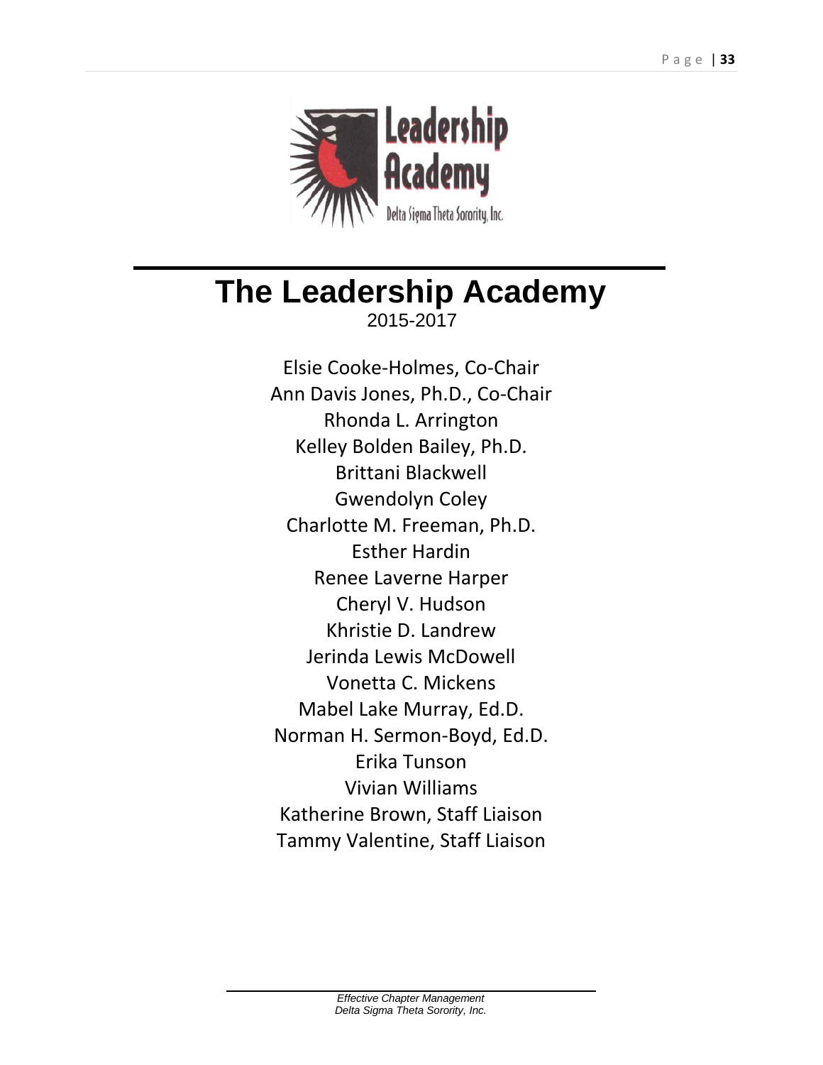# The Leadership Academy

2015-2017

Elsie Cooke-Holmes, Co-Chair
Ann Davis Jones, Ph.D., Co-Chair
Rhonda L. Arrington
Kelley Bolden Bailey, Ph.D.
Brittani Blackwell
Gwendolyn Coley
Charlotte M. Freeman, Ph.D.
Esther Hardin
Renee Laverne Harper
Cheryl V. Hudson
Khristie D. Landrew
Jerinda Lewis McDowell
Vonetta C. Mickens
Mabel Lake Murray, Ed.D.
Norman H. Sermon-Boyd, Ed.D.
Erika Tunson
Vivian Williams
Katherine Brown, Staff Liaison
Tammy Valentine, Staff Liaison